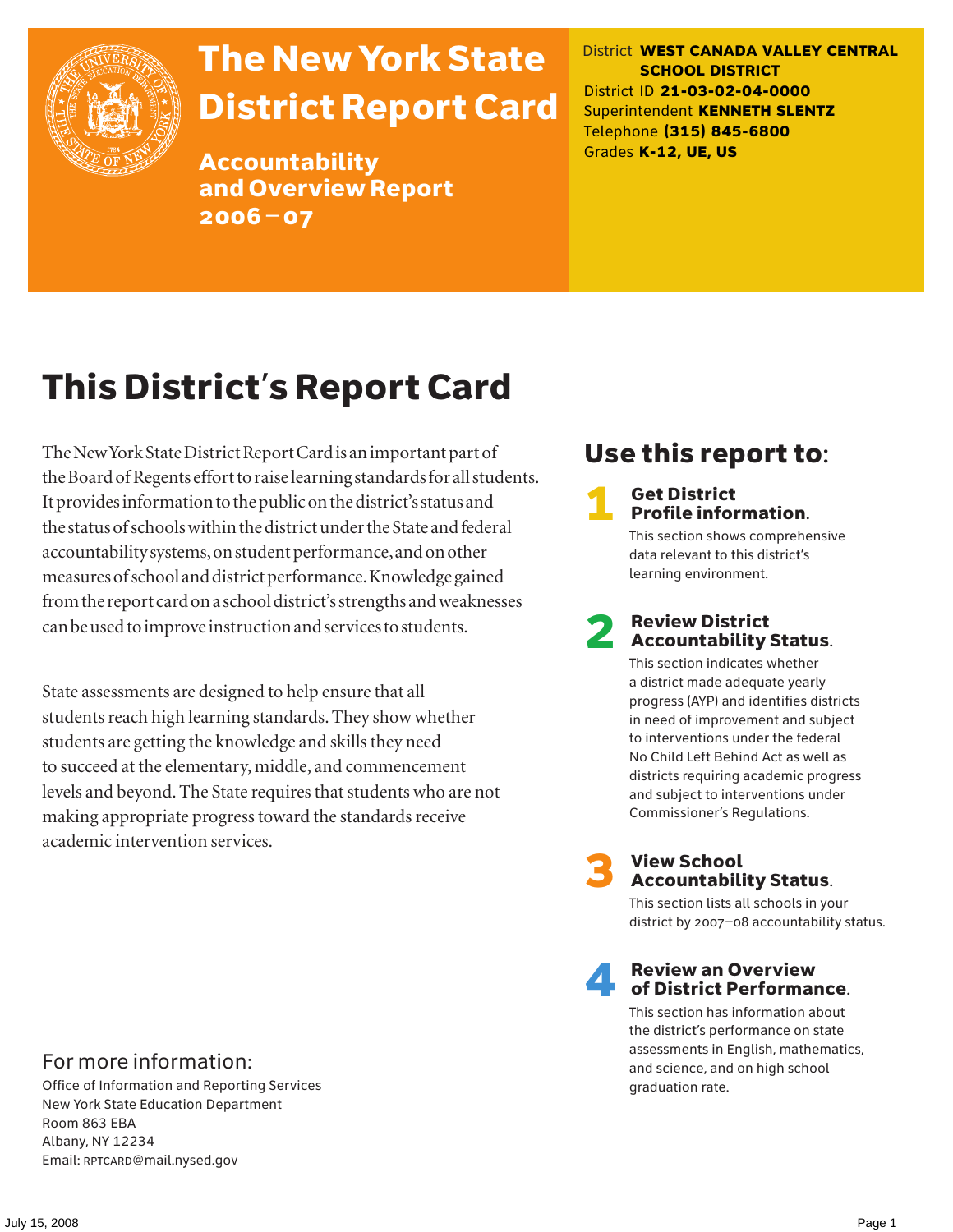# The New York State District Report Card

## Accountability and Overview Report 2006 – 07

District **WEST CANADA VALLEY CENTRAL SCHOOL DISTRICT**
District ID **21-03-02-04-0000**
Superintendent **KENNETH SLENTZ**
Telephone **(315) 845-6800**
Grades **K-12, UE, US**

# This District's Report Card

The New York State District Report Card is an important part of the Board of Regents effort to raise learning standards for all students. It provides information to the public on the district's status and the status of schools within the district under the State and federal accountability systems, on student performance, and on other measures of school and district performance. Knowledge gained from the report card on a school district's strengths and weaknesses can be used to improve instruction and services to students.

State assessments are designed to help ensure that all students reach high learning standards. They show whether students are getting the knowledge and skills they need to succeed at the elementary, middle, and commencement levels and beyond. The State requires that students who are not making appropriate progress toward the standards receive academic intervention services.

## Use this report to:

**1 Get District Profile information.**
This section shows comprehensive data relevant to this district's learning environment.

**2 Review District Accountability Status.**
This section indicates whether a district made adequate yearly progress (AYP) and identifies districts in need of improvement and subject to interventions under the federal No Child Left Behind Act as well as districts requiring academic progress and subject to interventions under Commissioner's Regulations.

**3 View School Accountability Status.**
This section lists all schools in your district by 2007–08 accountability status.

**4 Review an Overview of District Performance.**
This section has information about the district's performance on state assessments in English, mathematics, and science, and on high school graduation rate.

## For more information:

Office of Information and Reporting Services
New York State Education Department
Room 863 EBA
Albany, NY 12234
Email: RPTCARD@mail.nysed.gov

July 15, 2008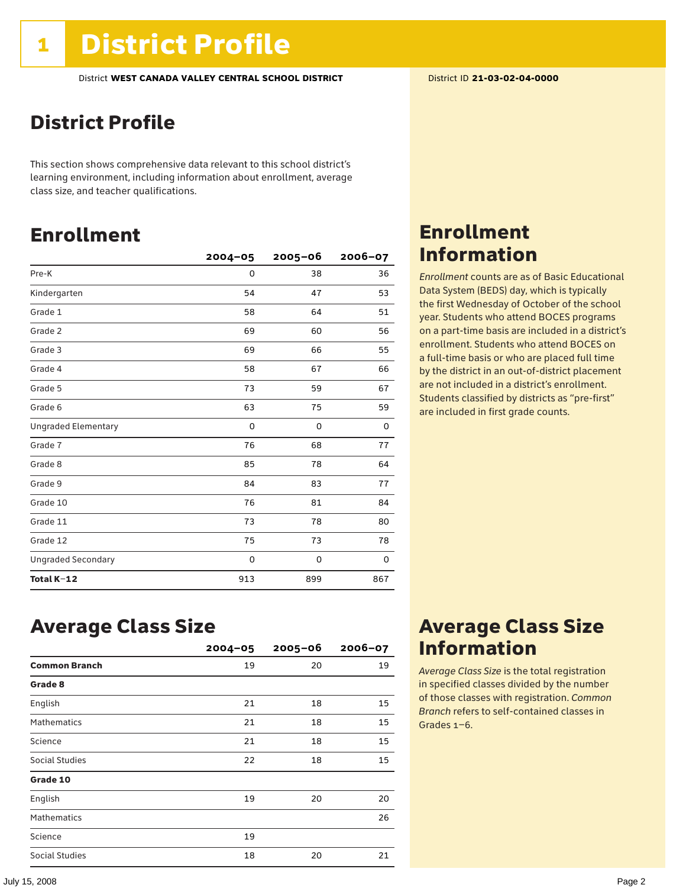# 1 District Profile

District **WEST CANADA VALLEY CENTRAL SCHOOL DISTRICT** District ID **21-03-02-04-0000**

## District Profile

This section shows comprehensive data relevant to this school district's learning environment, including information about enrollment, average class size, and teacher qualifications.

## Enrollment

| | 2004–05 | 2005–06 | 2006–07 |
|---|---|---|---|
| Pre-K | 0 | 38 | 36 |
| Kindergarten | 54 | 47 | 53 |
| Grade 1 | 58 | 64 | 51 |
| Grade 2 | 69 | 60 | 56 |
| Grade 3 | 69 | 66 | 55 |
| Grade 4 | 58 | 67 | 66 |
| Grade 5 | 73 | 59 | 67 |
| Grade 6 | 63 | 75 | 59 |
| Ungraded Elementary | 0 | 0 | 0 |
| Grade 7 | 76 | 68 | 77 |
| Grade 8 | 85 | 78 | 64 |
| Grade 9 | 84 | 83 | 77 |
| Grade 10 | 76 | 81 | 84 |
| Grade 11 | 73 | 78 | 80 |
| Grade 12 | 75 | 73 | 78 |
| Ungraded Secondary | 0 | 0 | 0 |
| **Total K–12** | 913 | 899 | 867 |

## Enrollment Information

*Enrollment* counts are as of Basic Educational Data System (BEDS) day, which is typically the first Wednesday of October of the school year. Students who attend BOCES programs on a part-time basis are included in a district's enrollment. Students who attend BOCES on a full-time basis or who are placed full time by the district in an out-of-district placement are not included in a district's enrollment. Students classified by districts as "pre-first" are included in first grade counts.

## Average Class Size

| | 2004–05 | 2005–06 | 2006–07 |
|---|---|---|---|
| **Common Branch** | 19 | 20 | 19 |
| **Grade 8** | | | |
| English | 21 | 18 | 15 |
| Mathematics | 21 | 18 | 15 |
| Science | 21 | 18 | 15 |
| Social Studies | 22 | 18 | 15 |
| **Grade 10** | | | |
| English | 19 | 20 | 20 |
| Mathematics | | | 26 |
| Science | 19 | | |
| Social Studies | 18 | 20 | 21 |

## Average Class Size Information

*Average Class Size* is the total registration in specified classes divided by the number of those classes with registration. *Common Branch* refers to self-contained classes in Grades 1–6.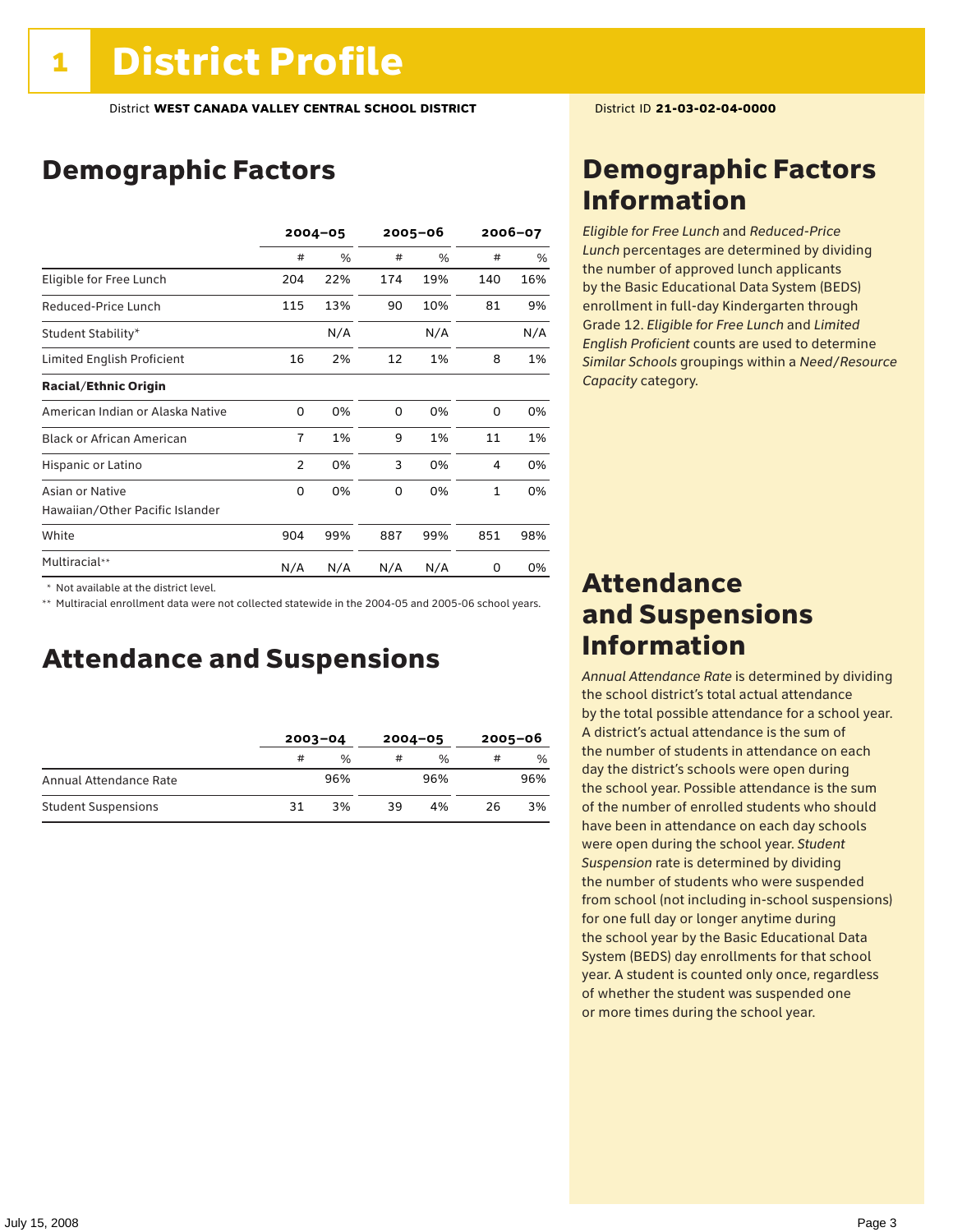# 1 District Profile

District **WEST CANADA VALLEY CENTRAL SCHOOL DISTRICT**

District ID **21-03-02-04-0000**

## Demographic Factors

| | 2004–05 | | 2005–06 | | 2006–07 | |
|---|---|---|---|---|---|---|
| | # | % | # | % | # | % |
| Eligible for Free Lunch | 204 | 22% | 174 | 19% | 140 | 16% |
| Reduced-Price Lunch | 115 | 13% | 90 | 10% | 81 | 9% |
| Student Stability* | | N/A | | N/A | | N/A |
| Limited English Proficient | 16 | 2% | 12 | 1% | 8 | 1% |
| **Racial/Ethnic Origin** | | | | | | |
| American Indian or Alaska Native | 0 | 0% | 0 | 0% | 0 | 0% |
| Black or African American | 7 | 1% | 9 | 1% | 11 | 1% |
| Hispanic or Latino | 2 | 0% | 3 | 0% | 4 | 0% |
| Asian or Native Hawaiian/Other Pacific Islander | 0 | 0% | 0 | 0% | 1 | 0% |
| White | 904 | 99% | 887 | 99% | 851 | 98% |
| Multiracial** | N/A | N/A | N/A | N/A | 0 | 0% |

\* Not available at the district level.

\*\* Multiracial enrollment data were not collected statewide in the 2004-05 and 2005-06 school years.

## Attendance and Suspensions

| | 2003–04 | | 2004–05 | | 2005–06 | |
|---|---|---|---|---|---|---|
| | # | % | # | % | # | % |
| Annual Attendance Rate | | 96% | | 96% | | 96% |
| Student Suspensions | 31 | 3% | 39 | 4% | 26 | 3% |

## Demographic Factors Information

*Eligible for Free Lunch* and *Reduced-Price Lunch* percentages are determined by dividing the number of approved lunch applicants by the Basic Educational Data System (BEDS) enrollment in full-day Kindergarten through Grade 12. *Eligible for Free Lunch* and *Limited English Proficient* counts are used to determine *Similar Schools* groupings within a *Need/Resource Capacity* category.

## Attendance and Suspensions Information

*Annual Attendance Rate* is determined by dividing the school district's total actual attendance by the total possible attendance for a school year. A district's actual attendance is the sum of the number of students in attendance on each day the district's schools were open during the school year. Possible attendance is the sum of the number of enrolled students who should have been in attendance on each day schools were open during the school year. *Student Suspension* rate is determined by dividing the number of students who were suspended from school (not including in-school suspensions) for one full day or longer anytime during the school year by the Basic Educational Data System (BEDS) day enrollments for that school year. A student is counted only once, regardless of whether the student was suspended one or more times during the school year.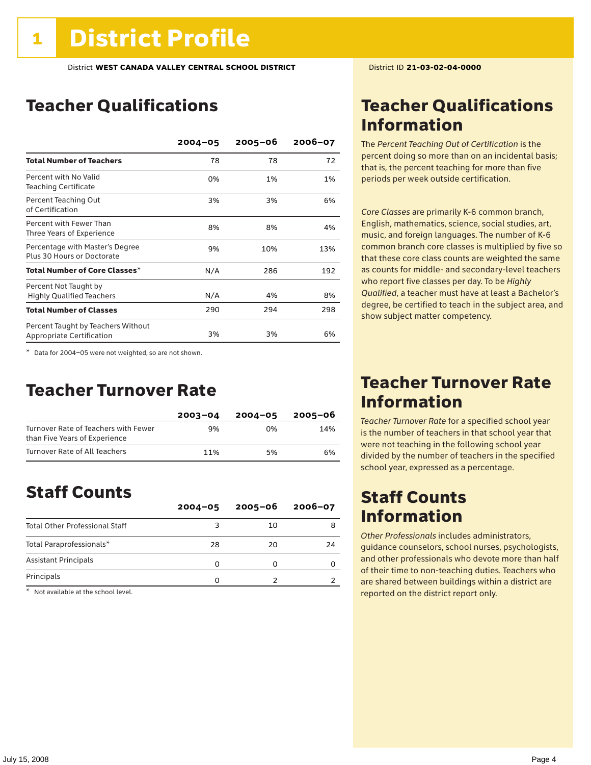# 1 District Profile

District **WEST CANADA VALLEY CENTRAL SCHOOL DISTRICT** District ID **21-03-02-04-0000**

## Teacher Qualifications

| | 2004–05 | 2005–06 | 2006–07 |
|---|---|---|---|
| **Total Number of Teachers** | 78 | 78 | 72 |
| Percent with No Valid Teaching Certificate | 0% | 1% | 1% |
| Percent Teaching Out of Certification | 3% | 3% | 6% |
| Percent with Fewer Than Three Years of Experience | 8% | 8% | 4% |
| Percentage with Master's Degree Plus 30 Hours or Doctorate | 9% | 10% | 13% |
| **Total Number of Core Classes*** | N/A | 286 | 192 |
| Percent Not Taught by Highly Qualified Teachers | N/A | 4% | 8% |
| **Total Number of Classes** | 290 | 294 | 298 |
| Percent Taught by Teachers Without Appropriate Certification | 3% | 3% | 6% |

* Data for 2004–05 were not weighted, so are not shown.

## Teacher Qualifications Information

The *Percent Teaching Out of Certification* is the percent doing so more than on an incidental basis; that is, the percent teaching for more than five periods per week outside certification.

*Core Classes* are primarily K-6 common branch, English, mathematics, science, social studies, art, music, and foreign languages. The number of K-6 common branch core classes is multiplied by five so that these core class counts are weighted the same as counts for middle- and secondary-level teachers who report five classes per day. To be *Highly Qualified*, a teacher must have at least a Bachelor's degree, be certified to teach in the subject area, and show subject matter competency.

## Teacher Turnover Rate

| | 2003–04 | 2004–05 | 2005–06 |
|---|---|---|---|
| Turnover Rate of Teachers with Fewer than Five Years of Experience | 9% | 0% | 14% |
| Turnover Rate of All Teachers | 11% | 5% | 6% |

## Teacher Turnover Rate Information

*Teacher Turnover Rate* for a specified school year is the number of teachers in that school year that were not teaching in the following school year divided by the number of teachers in the specified school year, expressed as a percentage.

## Staff Counts

| | 2004–05 | 2005–06 | 2006–07 |
|---|---|---|---|
| Total Other Professional Staff | 3 | 10 | 8 |
| Total Paraprofessionals* | 28 | 20 | 24 |
| Assistant Principals | 0 | 0 | 0 |
| Principals | 0 | 2 | 2 |

* Not available at the school level.

## Staff Counts Information

*Other Professionals* includes administrators, guidance counselors, school nurses, psychologists, and other professionals who devote more than half of their time to non-teaching duties. Teachers who are shared between buildings within a district are reported on the district report only.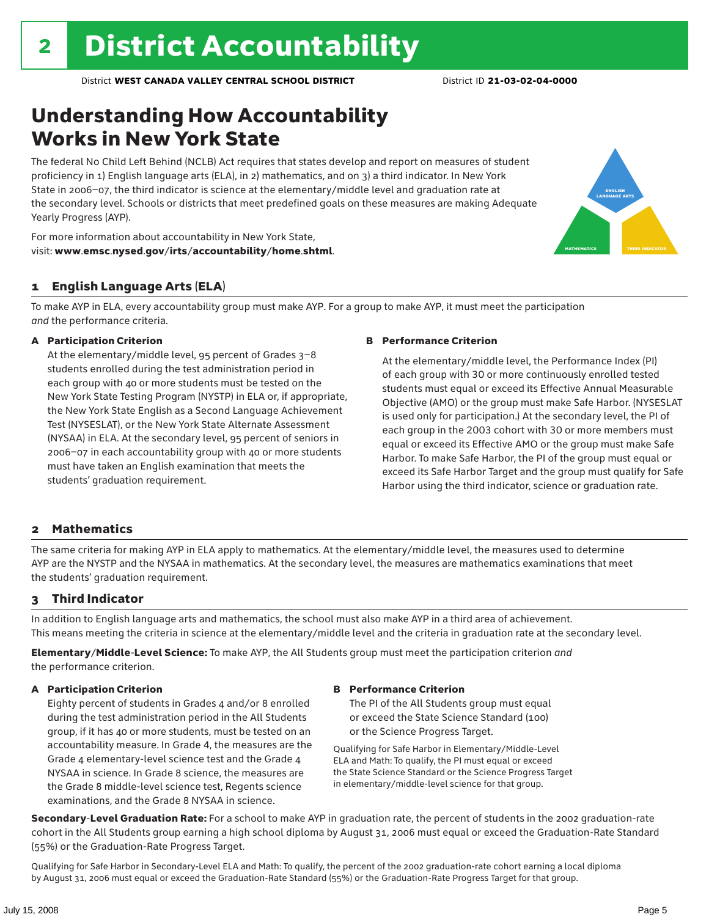# 2 District Accountability

District **WEST CANADA VALLEY CENTRAL SCHOOL DISTRICT** District ID **21-03-02-04-0000**

## Understanding How Accountability Works in New York State

The federal No Child Left Behind (NCLB) Act requires that states develop and report on measures of student proficiency in 1) English language arts (ELA), in 2) mathematics, and on 3) a third indicator. In New York State in 2006–07, the third indicator is science at the elementary/middle level and graduation rate at the secondary level. Schools or districts that meet predefined goals on these measures are making Adequate Yearly Progress (AYP).

For more information about accountability in New York State, visit: **www.emsc.nysed.gov/irts/accountability/home.shtml**.

ENGLISH LANGUAGE ARTS
MATHEMATICS
THIRD INDICATOR

### 1 English Language Arts (ELA)

To make AYP in ELA, every accountability group must make AYP. For a group to make AYP, it must meet the participation *and* the performance criteria.

**A Participation Criterion**

At the elementary/middle level, 95 percent of Grades 3–8 students enrolled during the test administration period in each group with 40 or more students must be tested on the New York State Testing Program (NYSTP) in ELA or, if appropriate, the New York State English as a Second Language Achievement Test (NYSESLAT), or the New York State Alternate Assessment (NYSAA) in ELA. At the secondary level, 95 percent of seniors in 2006–07 in each accountability group with 40 or more students must have taken an English examination that meets the students' graduation requirement.

**B Performance Criterion**

At the elementary/middle level, the Performance Index (PI) of each group with 30 or more continuously enrolled tested students must equal or exceed its Effective Annual Measurable Objective (AMO) or the group must make Safe Harbor. (NYSESLAT is used only for participation.) At the secondary level, the PI of each group in the 2003 cohort with 30 or more members must equal or exceed its Effective AMO or the group must make Safe Harbor. To make Safe Harbor, the PI of the group must equal or exceed its Safe Harbor Target and the group must qualify for Safe Harbor using the third indicator, science or graduation rate.

### 2 Mathematics

The same criteria for making AYP in ELA apply to mathematics. At the elementary/middle level, the measures used to determine AYP are the NYSTP and the NYSAA in mathematics. At the secondary level, the measures are mathematics examinations that meet the students' graduation requirement.

### 3 Third Indicator

In addition to English language arts and mathematics, the school must also make AYP in a third area of achievement. This means meeting the criteria in science at the elementary/middle level and the criteria in graduation rate at the secondary level.

**Elementary/Middle-Level Science:** To make AYP, the All Students group must meet the participation criterion *and* the performance criterion.

**A Participation Criterion**

Eighty percent of students in Grades 4 and/or 8 enrolled during the test administration period in the All Students group, if it has 40 or more students, must be tested on an accountability measure. In Grade 4, the measures are the Grade 4 elementary-level science test and the Grade 4 NYSAA in science. In Grade 8 science, the measures are the Grade 8 middle-level science test, Regents science examinations, and the Grade 8 NYSAA in science.

**B Performance Criterion**

The PI of the All Students group must equal or exceed the State Science Standard (100) or the Science Progress Target.

Qualifying for Safe Harbor in Elementary/Middle-Level ELA and Math: To qualify, the PI must equal or exceed the State Science Standard or the Science Progress Target in elementary/middle-level science for that group.

**Secondary-Level Graduation Rate:** For a school to make AYP in graduation rate, the percent of students in the 2002 graduation-rate cohort in the All Students group earning a high school diploma by August 31, 2006 must equal or exceed the Graduation-Rate Standard (55%) or the Graduation-Rate Progress Target.

Qualifying for Safe Harbor in Secondary-Level ELA and Math: To qualify, the percent of the 2002 graduation-rate cohort earning a local diploma by August 31, 2006 must equal or exceed the Graduation-Rate Standard (55%) or the Graduation-Rate Progress Target for that group.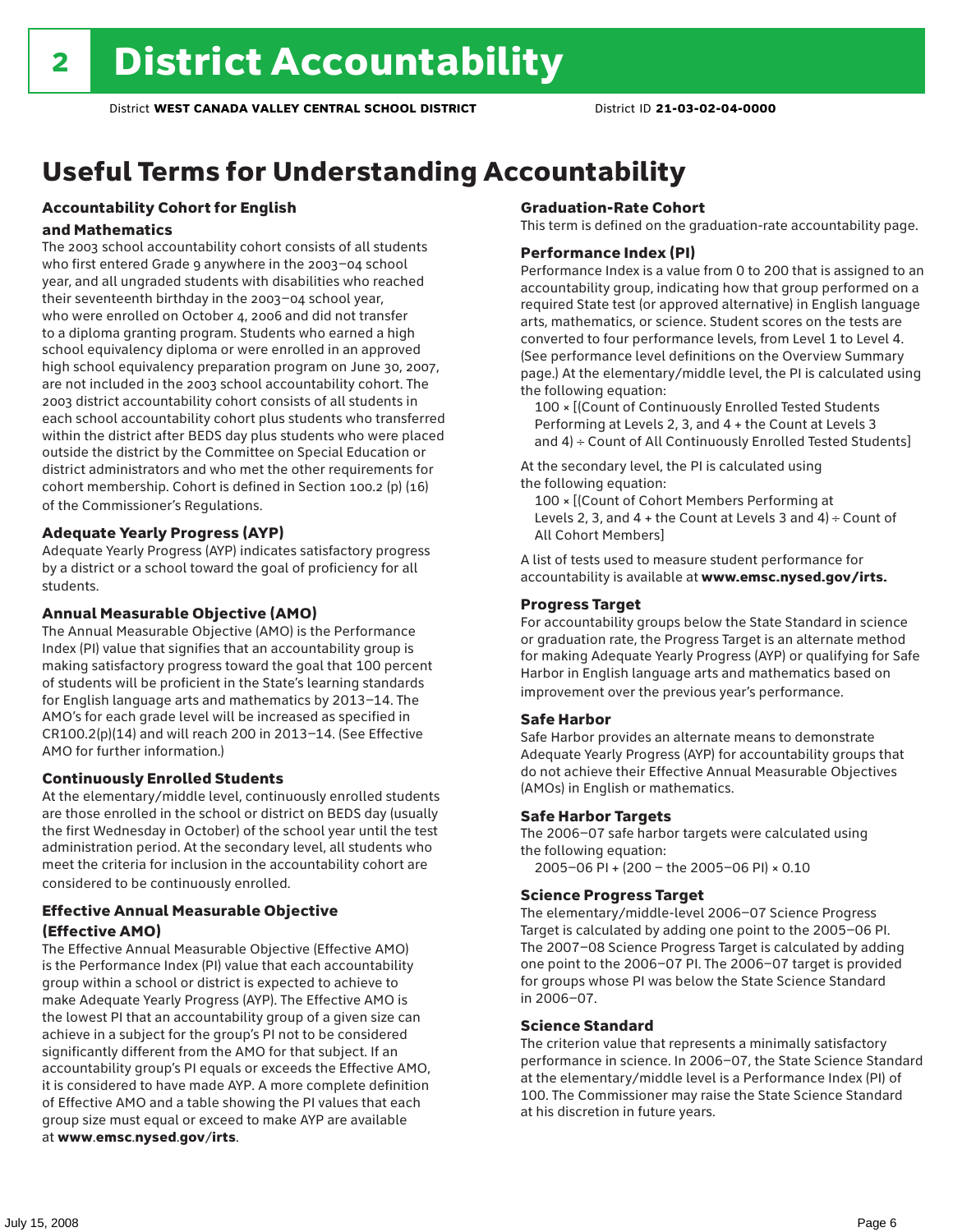# 2 District Accountability

District **WEST CANADA VALLEY CENTRAL SCHOOL DISTRICT** District ID **21-03-02-04-0000**

## Useful Terms for Understanding Accountability

### Accountability Cohort for English and Mathematics

The 2003 school accountability cohort consists of all students who first entered Grade 9 anywhere in the 2003–04 school year, and all ungraded students with disabilities who reached their seventeenth birthday in the 2003–04 school year, who were enrolled on October 4, 2006 and did not transfer to a diploma granting program. Students who earned a high school equivalency diploma or were enrolled in an approved high school equivalency preparation program on June 30, 2007, are not included in the 2003 school accountability cohort. The 2003 district accountability cohort consists of all students in each school accountability cohort plus students who transferred within the district after BEDS day plus students who were placed outside the district by the Committee on Special Education or district administrators and who met the other requirements for cohort membership. Cohort is defined in Section 100.2 (p) (16) of the Commissioner's Regulations.

### Adequate Yearly Progress (AYP)

Adequate Yearly Progress (AYP) indicates satisfactory progress by a district or a school toward the goal of proficiency for all students.

### Annual Measurable Objective (AMO)

The Annual Measurable Objective (AMO) is the Performance Index (PI) value that signifies that an accountability group is making satisfactory progress toward the goal that 100 percent of students will be proficient in the State's learning standards for English language arts and mathematics by 2013–14. The AMO's for each grade level will be increased as specified in CR100.2(p)(14) and will reach 200 in 2013–14. (See Effective AMO for further information.)

### Continuously Enrolled Students

At the elementary/middle level, continuously enrolled students are those enrolled in the school or district on BEDS day (usually the first Wednesday in October) of the school year until the test administration period. At the secondary level, all students who meet the criteria for inclusion in the accountability cohort are considered to be continuously enrolled.

### Effective Annual Measurable Objective (Effective AMO)

The Effective Annual Measurable Objective (Effective AMO) is the Performance Index (PI) value that each accountability group within a school or district is expected to achieve to make Adequate Yearly Progress (AYP). The Effective AMO is the lowest PI that an accountability group of a given size can achieve in a subject for the group's PI not to be considered significantly different from the AMO for that subject. If an accountability group's PI equals or exceeds the Effective AMO, it is considered to have made AYP. A more complete definition of Effective AMO and a table showing the PI values that each group size must equal or exceed to make AYP are available at **www.emsc.nysed.gov/irts**.

### Graduation-Rate Cohort

This term is defined on the graduation-rate accountability page.

### Performance Index (PI)

Performance Index is a value from 0 to 200 that is assigned to an accountability group, indicating how that group performed on a required State test (or approved alternative) in English language arts, mathematics, or science. Student scores on the tests are converted to four performance levels, from Level 1 to Level 4. (See performance level definitions on the Overview Summary page.) At the elementary/middle level, the PI is calculated using the following equation:

100 × [(Count of Continuously Enrolled Tested Students Performing at Levels 2, 3, and 4 + the Count at Levels 3 and 4) ÷ Count of All Continuously Enrolled Tested Students]

At the secondary level, the PI is calculated using the following equation:

100 × [(Count of Cohort Members Performing at Levels 2, 3, and 4 + the Count at Levels 3 and 4) ÷ Count of All Cohort Members]

A list of tests used to measure student performance for accountability is available at **www.emsc.nysed.gov/irts.**

### Progress Target

For accountability groups below the State Standard in science or graduation rate, the Progress Target is an alternate method for making Adequate Yearly Progress (AYP) or qualifying for Safe Harbor in English language arts and mathematics based on improvement over the previous year's performance.

### Safe Harbor

Safe Harbor provides an alternate means to demonstrate Adequate Yearly Progress (AYP) for accountability groups that do not achieve their Effective Annual Measurable Objectives (AMOs) in English or mathematics.

### Safe Harbor Targets

The 2006–07 safe harbor targets were calculated using the following equation:

2005–06 PI + (200 – the 2005–06 PI) × 0.10

### Science Progress Target

The elementary/middle-level 2006–07 Science Progress Target is calculated by adding one point to the 2005–06 PI. The 2007–08 Science Progress Target is calculated by adding one point to the 2006–07 PI. The 2006–07 target is provided for groups whose PI was below the State Science Standard in 2006–07.

### Science Standard

The criterion value that represents a minimally satisfactory performance in science. In 2006–07, the State Science Standard at the elementary/middle level is a Performance Index (PI) of 100. The Commissioner may raise the State Science Standard at his discretion in future years.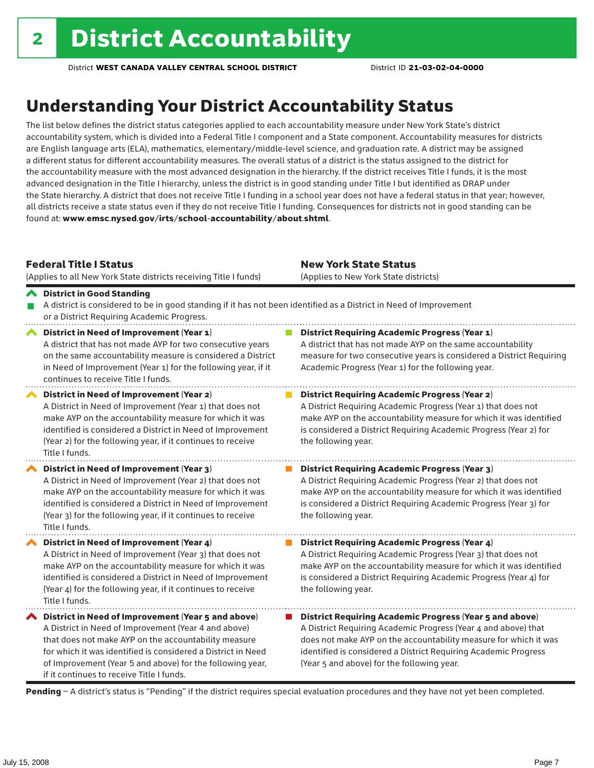# 2 District Accountability

District **WEST CANADA VALLEY CENTRAL SCHOOL DISTRICT** District ID **21-03-02-04-0000**

## Understanding Your District Accountability Status

The list below defines the district status categories applied to each accountability measure under New York State's district accountability system, which is divided into a Federal Title I component and a State component. Accountability measures for districts are English language arts (ELA), mathematics, elementary/middle-level science, and graduation rate. A district may be assigned a different status for different accountability measures. The overall status of a district is the status assigned to the district for the accountability measure with the most advanced designation in the hierarchy. If the district receives Title I funds, it is the most advanced designation in the Title I hierarchy, unless the district is in good standing under Title I but identified as DRAP under the State hierarchy. A district that does not receive Title I funding in a school year does not have a federal status in that year; however, all districts receive a state status even if they do not receive Title I funding. Consequences for districts not in good standing can be found at: **www.emsc.nysed.gov/irts/school-accountability/about.shtml**.

| **Federal Title I Status** (Applies to all New York State districts receiving Title I funds) | **New York State Status** (Applies to New York State districts) |
|---|---|
| **District in Good Standing** A district is considered to be in good standing if it has not been identified as a District in Need of Improvement or a District Requiring Academic Progress. | |
| **District in Need of Improvement (Year 1)** A district that has not made AYP for two consecutive years on the same accountability measure is considered a District in Need of Improvement (Year 1) for the following year, if it continues to receive Title I funds. | **District Requiring Academic Progress (Year 1)** A district that has not made AYP on the same accountability measure for two consecutive years is considered a District Requiring Academic Progress (Year 1) for the following year. |
| **District in Need of Improvement (Year 2)** A District in Need of Improvement (Year 1) that does not make AYP on the accountability measure for which it was identified is considered a District in Need of Improvement (Year 2) for the following year, if it continues to receive Title I funds. | **District Requiring Academic Progress (Year 2)** A District Requiring Academic Progress (Year 1) that does not make AYP on the accountability measure for which it was identified is considered a District Requiring Academic Progress (Year 2) for the following year. |
| **District in Need of Improvement (Year 3)** A District in Need of Improvement (Year 2) that does not make AYP on the accountability measure for which it was identified is considered a District in Need of Improvement (Year 3) for the following year, if it continues to receive Title I funds. | **District Requiring Academic Progress (Year 3)** A District Requiring Academic Progress (Year 2) that does not make AYP on the accountability measure for which it was identified is considered a District Requiring Academic Progress (Year 3) for the following year. |
| **District in Need of Improvement (Year 4)** A District in Need of Improvement (Year 3) that does not make AYP on the accountability measure for which it was identified is considered a District in Need of Improvement (Year 4) for the following year, if it continues to receive Title I funds. | **District Requiring Academic Progress (Year 4)** A District Requiring Academic Progress (Year 3) that does not make AYP on the accountability measure for which it was identified is considered a District Requiring Academic Progress (Year 4) for the following year. |
| **District in Need of Improvement (Year 5 and above)** A District in Need of Improvement (Year 4 and above) that does not make AYP on the accountability measure for which it was identified is considered a District in Need of Improvement (Year 5 and above) for the following year, if it continues to receive Title I funds. | **District Requiring Academic Progress (Year 5 and above)** A District Requiring Academic Progress (Year 4 and above) that does not make AYP on the accountability measure for which it was identified is considered a District Requiring Academic Progress (Year 5 and above) for the following year. |

**Pending** – A district's status is "Pending" if the district requires special evaluation procedures and they have not yet been completed.

July 15, 2008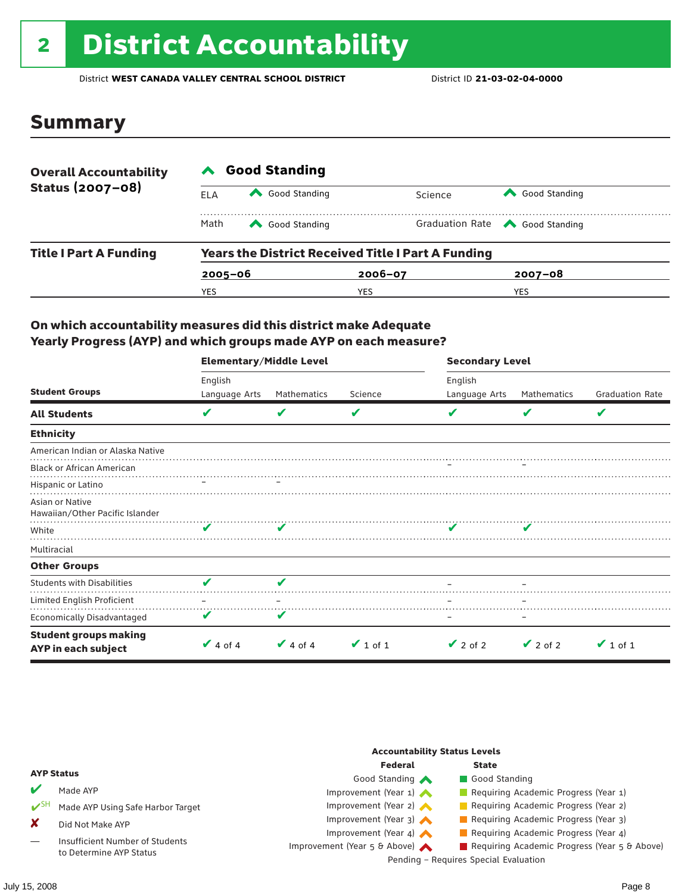# 2 District Accountability

District **WEST CANADA VALLEY CENTRAL SCHOOL DISTRICT** District ID **21-03-02-04-0000**

## Summary

| **Overall Accountability Status (2007–08)** | **Good Standing** | | | |
|---|---|---|---|---|
| | ELA | Good Standing | Science | Good Standing |
| | Math | Good Standing | Graduation Rate | Good Standing |

| **Title I Part A Funding** | **Years the District Received Title I Part A Funding** | | |
|---|---|---|---|
| | **2005–06** | **2006–07** | **2007–08** |
| | YES | YES | YES |

### On which accountability measures did this district make Adequate Yearly Progress (AYP) and which groups made AYP on each measure?

| Student Groups | Elementary/Middle Level English Language Arts | Elementary/Middle Level Mathematics | Elementary/Middle Level Science | Secondary Level English Language Arts | Secondary Level Mathematics | Secondary Level Graduation Rate |
|---|---|---|---|---|---|---|
| **All Students** | ✔ | ✔ | ✔ | ✔ | ✔ | ✔ |
| **Ethnicity** | | | | | | |
| American Indian or Alaska Native | | | | | | |
| Black or African American | | | | – | – | |
| Hispanic or Latino | – | – | | | | |
| Asian or Native Hawaiian/Other Pacific Islander | | | | | | |
| White | ✔ | ✔ | | ✔ | ✔ | |
| Multiracial | | | | | | |
| **Other Groups** | | | | | | |
| Students with Disabilities | ✔ | ✔ | | – | – | |
| Limited English Proficient | – | – | | – | – | |
| Economically Disadvantaged | ✔ | ✔ | | – | – | |
| **Student groups making AYP in each subject** | ✔ 4 of 4 | ✔ 4 of 4 | ✔ 1 of 1 | ✔ 2 of 2 | ✔ 2 of 2 | ✔ 1 of 1 |

**AYP Status**

- ✔ Made AYP
- ✔SH Made AYP Using Safe Harbor Target
- ✘ Did Not Make AYP
- — Insufficient Number of Students to Determine AYP Status

**Accountability Status Levels**

| Federal | State |
|---|---|
| Good Standing | Good Standing |
| Improvement (Year 1) | Requiring Academic Progress (Year 1) |
| Improvement (Year 2) | Requiring Academic Progress (Year 2) |
| Improvement (Year 3) | Requiring Academic Progress (Year 3) |
| Improvement (Year 4) | Requiring Academic Progress (Year 4) |
| Improvement (Year 5 & Above) | Requiring Academic Progress (Year 5 & Above) |

Pending – Requires Special Evaluation

July 15, 2008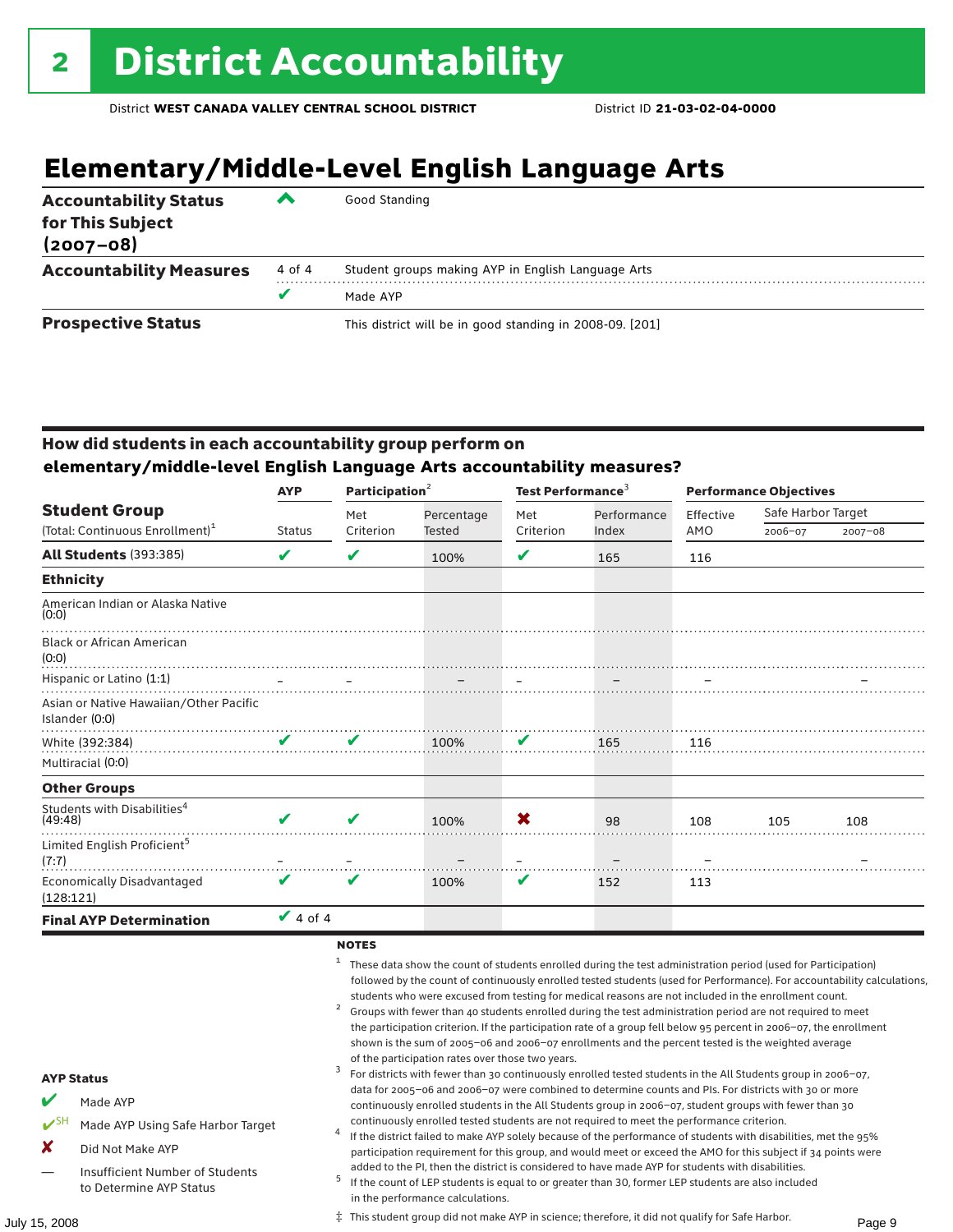# 2 District Accountability

District **WEST CANADA VALLEY CENTRAL SCHOOL DISTRICT** District ID **21-03-02-04-0000**

## Elementary/Middle-Level English Language Arts

| | | |
|---|---|---|
| **Accountability Status for This Subject (2007–08)** | ^ | Good Standing |
| **Accountability Measures** | 4 of 4 | Student groups making AYP in English Language Arts |
| | ✔ | Made AYP |
| **Prospective Status** | | This district will be in good standing in 2008-09. [201] |

### How did students in each accountability group perform on elementary/middle-level English Language Arts accountability measures?

| Student Group (Total: Continuous Enrollment)[1] | AYP Status | Participation[2] Met Criterion | Participation[2] Percentage Tested | Test Performance[3] Met Criterion | Test Performance[3] Performance Index | Performance Objectives Effective AMO | Safe Harbor Target 2006–07 | Safe Harbor Target 2007–08 |
|---|---|---|---|---|---|---|---|---|
| **All Students** (393:385) | ✔ | ✔ | 100% | ✔ | 165 | 116 | | |
| **Ethnicity** | | | | | | | | |
| American Indian or Alaska Native (0:0) | | | | | | | | |
| Black or African American (0:0) | | | | | | | | |
| Hispanic or Latino (1:1) | – | – | – | – | – | – | | – |
| Asian or Native Hawaiian/Other Pacific Islander (0:0) | | | | | | | | |
| White (392:384) | ✔ | ✔ | 100% | ✔ | 165 | 116 | | |
| Multiracial (0:0) | | | | | | | | |
| **Other Groups** | | | | | | | | |
| Students with Disabilities[4] (49:48) | ✔ | ✔ | 100% | ✘ | 98 | 108 | 105 | 108 |
| Limited English Proficient[5] (7:7) | – | – | – | – | – | – | | – |
| Economically Disadvantaged (128:121) | ✔ | ✔ | 100% | ✔ | 152 | 113 | | |
| **Final AYP Determination** | ✔ 4 of 4 | | | | | | | |

**AYP Status**

- ✔ Made AYP
- ✔SH Made AYP Using Safe Harbor Target
- ✘ Did Not Make AYP
- — Insufficient Number of Students to Determine AYP Status

**NOTES**

1. These data show the count of students enrolled during the test administration period (used for Participation) followed by the count of continuously enrolled tested students (used for Performance). For accountability calculations, students who were excused from testing for medical reasons are not included in the enrollment count.
2. Groups with fewer than 40 students enrolled during the test administration period are not required to meet the participation criterion. If the participation rate of a group fell below 95 percent in 2006–07, the enrollment shown is the sum of 2005–06 and 2006–07 enrollments and the percent tested is the weighted average of the participation rates over those two years.
3. For districts with fewer than 30 continuously enrolled tested students in the All Students group in 2006–07, data for 2005–06 and 2006–07 were combined to determine counts and PIs. For districts with 30 or more continuously enrolled students in the All Students group in 2006–07, student groups with fewer than 30 continuously enrolled tested students are not required to meet the performance criterion.
4. If the district failed to make AYP solely because of the performance of students with disabilities, met the 95% participation requirement for this group, and would meet or exceed the AMO for this subject if 34 points were added to the PI, then the district is considered to have made AYP for students with disabilities.
5. If the count of LEP students is equal to or greater than 30, former LEP students are also included in the performance calculations.

‡ This student group did not make AYP in science; therefore, it did not qualify for Safe Harbor.

July 15, 2008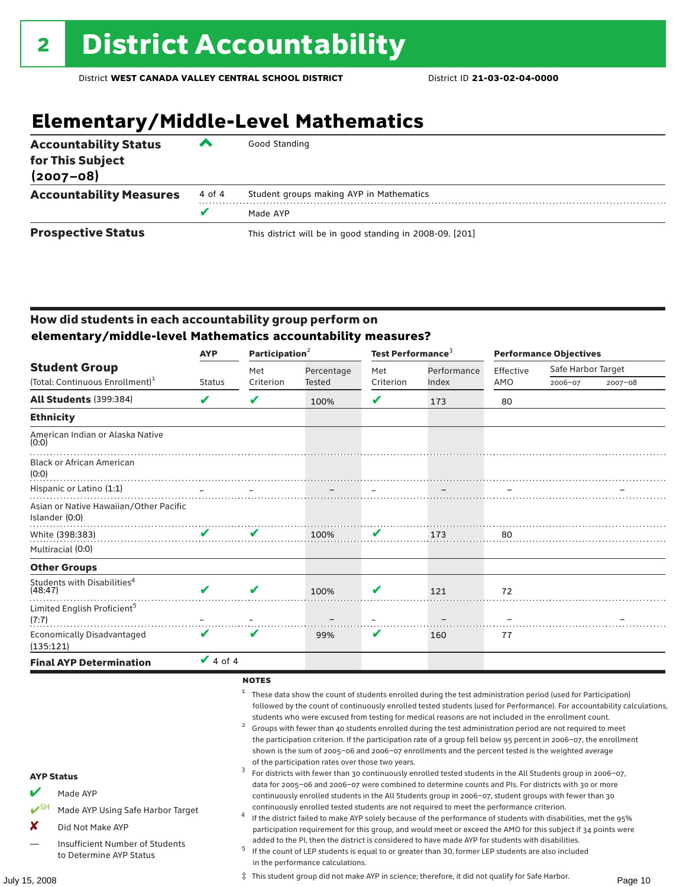# 2 District Accountability

District **WEST CANADA VALLEY CENTRAL SCHOOL DISTRICT** District ID **21-03-02-04-0000**

## Elementary/Middle-Level Mathematics

| | | |
|---|---|---|
| **Accountability Status for This Subject (2007–08)** | ^ | Good Standing |
| **Accountability Measures** | 4 of 4 | Student groups making AYP in Mathematics |
| | ✔ | Made AYP |
| **Prospective Status** | | This district will be in good standing in 2008-09. [201] |

### How did students in each accountability group perform on elementary/middle-level Mathematics accountability measures?

| Student Group (Total: Continuous Enrollment)[1] | AYP Status | Participation[2] Met Criterion | Participation[2] Percentage Tested | Test Performance[3] Met Criterion | Test Performance[3] Performance Index | Performance Objectives Effective AMO | Safe Harbor Target 2006–07 | Safe Harbor Target 2007–08 |
|---|---|---|---|---|---|---|---|---|
| **All Students** (399:384) | ✔ | ✔ | 100% | ✔ | 173 | 80 | | |
| **Ethnicity** | | | | | | | | |
| American Indian or Alaska Native (0:0) | | | | | | | | |
| Black or African American (0:0) | | | | | | | | |
| Hispanic or Latino (1:1) | – | – | – | – | – | – | | – |
| Asian or Native Hawaiian/Other Pacific Islander (0:0) | | | | | | | | |
| White (398:383) | ✔ | ✔ | 100% | ✔ | 173 | 80 | | |
| Multiracial (0:0) | | | | | | | | |
| **Other Groups** | | | | | | | | |
| Students with Disabilities[4] (48:47) | ✔ | ✔ | 100% | ✔ | 121 | 72 | | |
| Limited English Proficient[5] (7:7) | – | – | – | – | – | – | | – |
| Economically Disadvantaged (135:121) | ✔ | ✔ | 99% | ✔ | 160 | 77 | | |
| **Final AYP Determination** | ✔ 4 of 4 | | | | | | | |

**AYP Status**

- ✔ Made AYP
- ✔SH Made AYP Using Safe Harbor Target
- ✘ Did Not Make AYP
- — Insufficient Number of Students to Determine AYP Status

**NOTES**

1. These data show the count of students enrolled during the test administration period (used for Participation) followed by the count of continuously enrolled tested students (used for Performance). For accountability calculations, students who were excused from testing for medical reasons are not included in the enrollment count.
2. Groups with fewer than 40 students enrolled during the test administration period are not required to meet the participation criterion. If the participation rate of a group fell below 95 percent in 2006–07, the enrollment shown is the sum of 2005–06 and 2006–07 enrollments and the percent tested is the weighted average of the participation rates over those two years.
3. For districts with fewer than 30 continuously enrolled tested students in the All Students group in 2006–07, data for 2005–06 and 2006–07 were combined to determine counts and PIs. For districts with 30 or more continuously enrolled students in the All Students group in 2006–07, student groups with fewer than 30 continuously enrolled tested students are not required to meet the performance criterion.
4. If the district failed to make AYP solely because of the performance of students with disabilities, met the 95% participation requirement for this group, and would meet or exceed the AMO for this subject if 34 points were added to the PI, then the district is considered to have made AYP for students with disabilities.
5. If the count of LEP students is equal to or greater than 30, former LEP students are also included in the performance calculations.

‡ This student group did not make AYP in science; therefore, it did not qualify for Safe Harbor.

July 15, 2008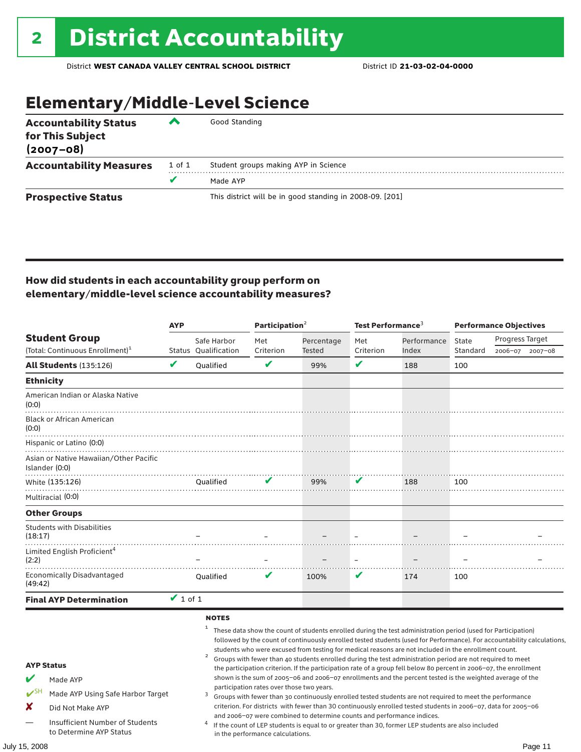# 2 District Accountability

District **WEST CANADA VALLEY CENTRAL SCHOOL DISTRICT** District ID **21-03-02-04-0000**

## Elementary/Middle-Level Science

| | | |
|---|---|---|
| **Accountability Status for This Subject (2007–08)** | ^ | Good Standing |
| **Accountability Measures** | 1 of 1 | Student groups making AYP in Science |
| | ✔ | Made AYP |
| **Prospective Status** | | This district will be in good standing in 2008-09. [201] |

### How did students in each accountability group perform on elementary/middle-level science accountability measures?

| Student Group (Total: Continuous Enrollment)[1] | AYP Status | AYP Safe Harbor Qualification | Participation[2] Met Criterion | Participation[2] Percentage Tested | Test Performance[3] Met Criterion | Test Performance[3] Performance Index | Performance Objectives State Standard | Progress Target 2006–07 | Progress Target 2007–08 |
|---|---|---|---|---|---|---|---|---|---|
| **All Students** (135:126) | ✔ | Qualified | ✔ | 99% | ✔ | 188 | 100 | | |
| **Ethnicity** | | | | | | | | | |
| American Indian or Alaska Native (0:0) | | | | | | | | | |
| Black or African American (0:0) | | | | | | | | | |
| Hispanic or Latino (0:0) | | | | | | | | | |
| Asian or Native Hawaiian/Other Pacific Islander (0:0) | | | | | | | | | |
| White (135:126) | | Qualified | ✔ | 99% | ✔ | 188 | 100 | | |
| Multiracial (0:0) | | | | | | | | | |
| **Other Groups** | | | | | | | | | |
| Students with Disabilities (18:17) | | – | – | – | – | – | – | | – |
| Limited English Proficient[4] (2:2) | | – | – | – | – | – | – | | – |
| Economically Disadvantaged (49:42) | | Qualified | ✔ | 100% | ✔ | 174 | 100 | | |
| **Final AYP Determination** | ✔ 1 of 1 | | | | | | | | |

**AYP Status**

- ✔ Made AYP
- ✔SH Made AYP Using Safe Harbor Target
- ✘ Did Not Make AYP
- — Insufficient Number of Students to Determine AYP Status

**NOTES**

1. These data show the count of students enrolled during the test administration period (used for Participation) followed by the count of continuously enrolled tested students (used for Performance). For accountability calculations, students who were excused from testing for medical reasons are not included in the enrollment count.
2. Groups with fewer than 40 students enrolled during the test administration period are not required to meet the participation criterion. If the participation rate of a group fell below 80 percent in 2006–07, the enrollment shown is the sum of 2005–06 and 2006–07 enrollments and the percent tested is the weighted average of the participation rates over those two years.
3. Groups with fewer than 30 continuously enrolled tested students are not required to meet the performance criterion. For districts with fewer than 30 continuously enrolled tested students in 2006–07, data for 2005–06 and 2006–07 were combined to determine counts and performance indices.
4. If the count of LEP students is equal to or greater than 30, former LEP students are also included in the performance calculations.

July 15, 2008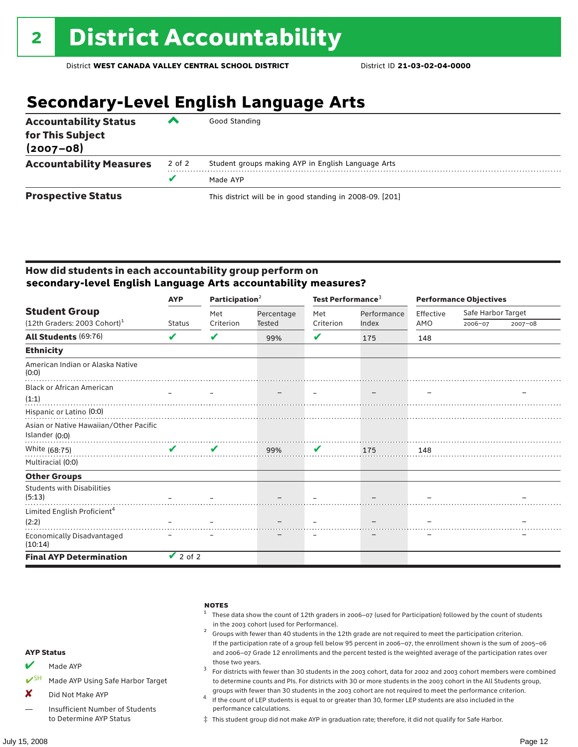# 2 District Accountability

District **WEST CANADA VALLEY CENTRAL SCHOOL DISTRICT** District ID **21-03-02-04-0000**

## Secondary-Level English Language Arts

| | | |
|---|---|---|
| **Accountability Status for This Subject (2007–08)** | ^ | Good Standing |
| **Accountability Measures** | 2 of 2 | Student groups making AYP in English Language Arts |
| | ✔ | Made AYP |
| **Prospective Status** | | This district will be in good standing in 2008-09. [201] |

### How did students in each accountability group perform on secondary-level English Language Arts accountability measures?

| Student Group (12th Graders: 2003 Cohort)[1] | AYP Status | Participation[2] Met Criterion | Participation[2] Percentage Tested | Test Performance[3] Met Criterion | Test Performance[3] Performance Index | Performance Objectives Effective AMO | Safe Harbor Target 2006–07 | Safe Harbor Target 2007–08 |
|---|---|---|---|---|---|---|---|---|
| **All Students** (69:76) | ✔ | ✔ | 99% | ✔ | 175 | 148 | | |
| **Ethnicity** | | | | | | | | |
| American Indian or Alaska Native (0:0) | | | | | | | | |
| Black or African American (1:1) | – | – | – | – | – | – | | – |
| Hispanic or Latino (0:0) | | | | | | | | |
| Asian or Native Hawaiian/Other Pacific Islander (0:0) | | | | | | | | |
| White (68:75) | ✔ | ✔ | 99% | ✔ | 175 | 148 | | |
| Multiracial (0:0) | | | | | | | | |
| **Other Groups** | | | | | | | | |
| Students with Disabilities (5:13) | – | – | – | – | – | – | | – |
| Limited English Proficient[4] (2:2) | – | – | – | – | – | – | | – |
| Economically Disadvantaged (10:14) | – | – | – | – | – | – | | – |
| **Final AYP Determination** | ✔ 2 of 2 | | | | | | | |

**AYP Status**

- ✔ Made AYP
- ✔SH Made AYP Using Safe Harbor Target
- ✘ Did Not Make AYP
- — Insufficient Number of Students to Determine AYP Status

**NOTES**

1. These data show the count of 12th graders in 2006–07 (used for Participation) followed by the count of students in the 2003 cohort (used for Performance).
2. Groups with fewer than 40 students in the 12th grade are not required to meet the participation criterion. If the participation rate of a group fell below 95 percent in 2006–07, the enrollment shown is the sum of 2005–06 and 2006–07 Grade 12 enrollments and the percent tested is the weighted average of the participation rates over those two years.
3. For districts with fewer than 30 students in the 2003 cohort, data for 2002 and 2003 cohort members were combined to determine counts and PIs. For districts with 30 or more students in the 2003 cohort in the All Students group, groups with fewer than 30 students in the 2003 cohort are not required to meet the performance criterion.
4. If the count of LEP students is equal to or greater than 30, former LEP students are also included in the performance calculations.

‡ This student group did not make AYP in graduation rate; therefore, it did not qualify for Safe Harbor.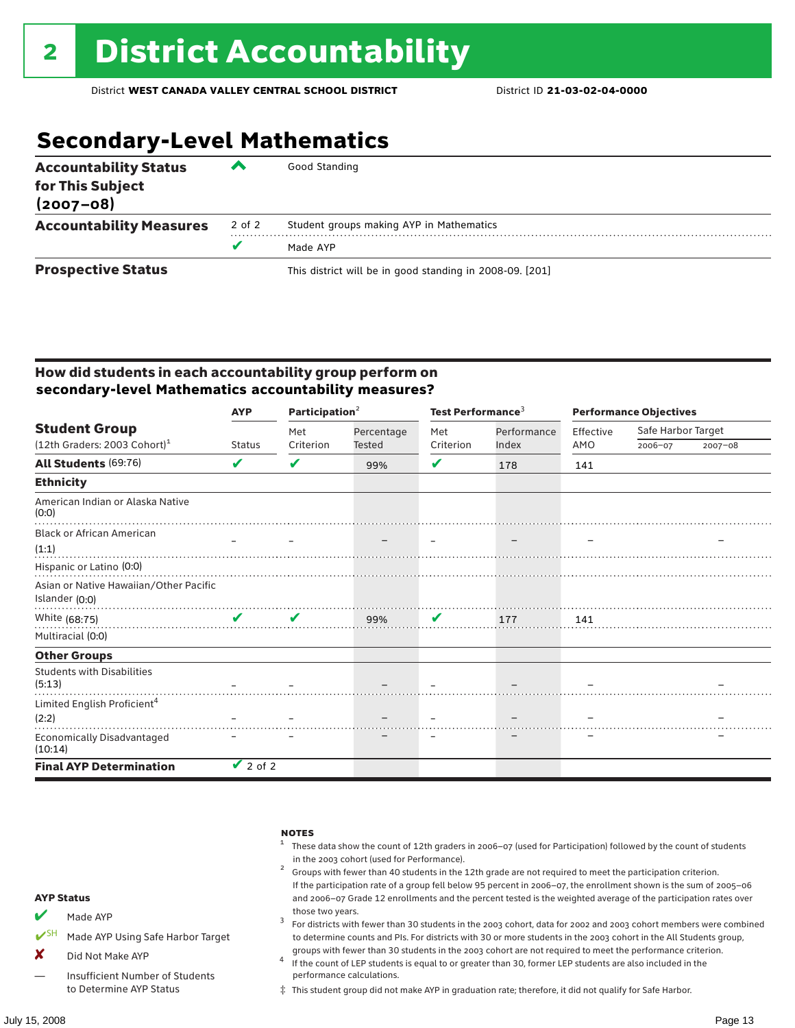# 2 District Accountability

District **WEST CANADA VALLEY CENTRAL SCHOOL DISTRICT** District ID **21-03-02-04-0000**

## Secondary-Level Mathematics

| | | |
|---|---|---|
| **Accountability Status for This Subject (2007–08)** | ^ | Good Standing |
| **Accountability Measures** | 2 of 2 | Student groups making AYP in Mathematics |
| | ✔ | Made AYP |
| **Prospective Status** | | This district will be in good standing in 2008-09. [201] |

### How did students in each accountability group perform on secondary-level Mathematics accountability measures?

| Student Group (12th Graders: 2003 Cohort)[1] | AYP Status | Participation[2] Met Criterion | Participation[2] Percentage Tested | Test Performance[3] Met Criterion | Test Performance[3] Performance Index | Performance Objectives Effective AMO | Safe Harbor Target 2006–07 | Safe Harbor Target 2007–08 |
|---|---|---|---|---|---|---|---|---|
| **All Students** (69:76) | ✔ | ✔ | 99% | ✔ | 178 | 141 | | |
| **Ethnicity** | | | | | | | | |
| American Indian or Alaska Native (0:0) | | | | | | | | |
| Black or African American (1:1) | – | – | – | – | – | – | | – |
| Hispanic or Latino (0:0) | | | | | | | | |
| Asian or Native Hawaiian/Other Pacific Islander (0:0) | | | | | | | | |
| White (68:75) | ✔ | ✔ | 99% | ✔ | 177 | 141 | | |
| Multiracial (0:0) | | | | | | | | |
| **Other Groups** | | | | | | | | |
| Students with Disabilities (5:13) | – | – | – | – | – | – | | – |
| Limited English Proficient[4] (2:2) | – | – | – | – | – | – | | – |
| Economically Disadvantaged (10:14) | – | – | – | – | – | – | | – |
| **Final AYP Determination** | ✔ 2 of 2 | | | | | | | |

**AYP Status**

- ✔ Made AYP
- ✔SH Made AYP Using Safe Harbor Target
- ✘ Did Not Make AYP
- — Insufficient Number of Students to Determine AYP Status

**NOTES**

1. These data show the count of 12th graders in 2006–07 (used for Participation) followed by the count of students in the 2003 cohort (used for Performance).
2. Groups with fewer than 40 students in the 12th grade are not required to meet the participation criterion. If the participation rate of a group fell below 95 percent in 2006–07, the enrollment shown is the sum of 2005–06 and 2006–07 Grade 12 enrollments and the percent tested is the weighted average of the participation rates over those two years.
3. For districts with fewer than 30 students in the 2003 cohort, data for 2002 and 2003 cohort members were combined to determine counts and PIs. For districts with 30 or more students in the 2003 cohort in the All Students group, groups with fewer than 30 students in the 2003 cohort are not required to meet the performance criterion.
4. If the count of LEP students is equal to or greater than 30, former LEP students are also included in the performance calculations.

‡ This student group did not make AYP in graduation rate; therefore, it did not qualify for Safe Harbor.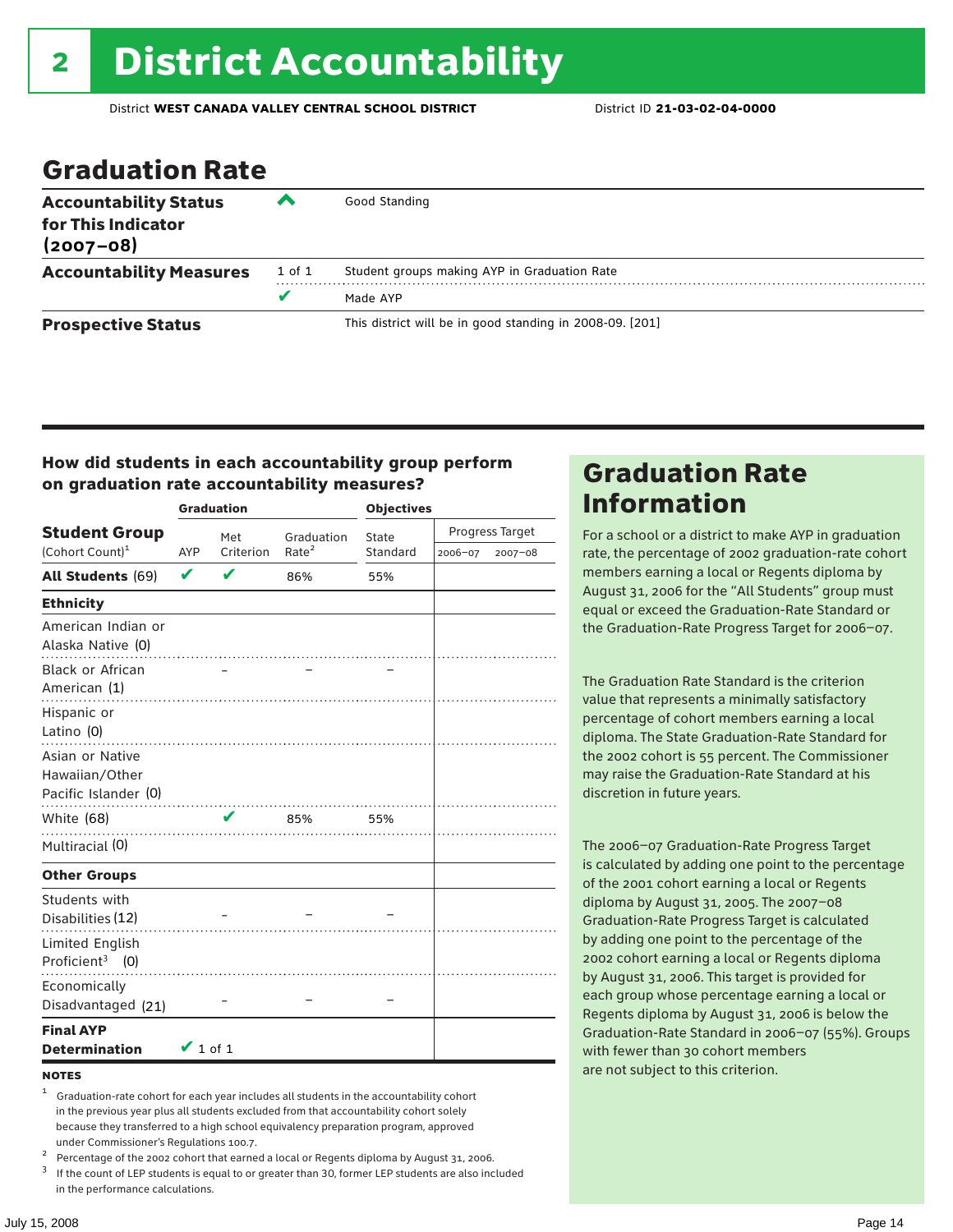# 2 District Accountability

District **WEST CANADA VALLEY CENTRAL SCHOOL DISTRICT** District ID **21-03-02-04-0000**

## Graduation Rate

| | | |
|---|---|---|
| **Accountability Status for This Indicator (2007–08)** | ^ | Good Standing |
| **Accountability Measures** | 1 of 1 | Student groups making AYP in Graduation Rate |
| | ✔ | Made AYP |
| **Prospective Status** | | This district will be in good standing in 2008-09. [201] |

### How did students in each accountability group perform on graduation rate accountability measures?

| Student Group (Cohort Count)[1] | Graduation AYP | Met Criterion | Graduation Rate[2] | Objectives State Standard | Progress Target 2006–07 | Progress Target 2007–08 |
|---|---|---|---|---|---|---|
| **All Students** (69) | ✔ | ✔ | 86% | 55% | | |
| **Ethnicity** | | | | | | |
| American Indian or Alaska Native (0) | | | | | | |
| Black or African American (1) | | – | – | – | | |
| Hispanic or Latino (0) | | | | | | |
| Asian or Native Hawaiian/Other Pacific Islander (0) | | | | | | |
| White (68) | | ✔ | 85% | 55% | | |
| Multiracial (0) | | | | | | |
| **Other Groups** | | | | | | |
| Students with Disabilities (12) | | – | – | – | | |
| Limited English Proficient[3] (0) | | | | | | |
| Economically Disadvantaged (21) | | – | – | – | | |
| **Final AYP Determination** | ✔ 1 of 1 | | | | | |

**NOTES**

1 Graduation-rate cohort for each year includes all students in the accountability cohort in the previous year plus all students excluded from that accountability cohort solely because they transferred to a high school equivalency preparation program, approved under Commissioner's Regulations 100.7.

2 Percentage of the 2002 cohort that earned a local or Regents diploma by August 31, 2006.

3 If the count of LEP students is equal to or greater than 30, former LEP students are also included in the performance calculations.

## Graduation Rate Information

For a school or a district to make AYP in graduation rate, the percentage of 2002 graduation-rate cohort members earning a local or Regents diploma by August 31, 2006 for the "All Students" group must equal or exceed the Graduation-Rate Standard or the Graduation-Rate Progress Target for 2006–07.

The Graduation Rate Standard is the criterion value that represents a minimally satisfactory percentage of cohort members earning a local diploma. The State Graduation-Rate Standard for the 2002 cohort is 55 percent. The Commissioner may raise the Graduation-Rate Standard at his discretion in future years.

The 2006–07 Graduation-Rate Progress Target is calculated by adding one point to the percentage of the 2001 cohort earning a local or Regents diploma by August 31, 2005. The 2007–08 Graduation-Rate Progress Target is calculated by adding one point to the percentage of the 2002 cohort earning a local or Regents diploma by August 31, 2006. This target is provided for each group whose percentage earning a local or Regents diploma by August 31, 2006 is below the Graduation-Rate Standard in 2006–07 (55%). Groups with fewer than 30 cohort members are not subject to this criterion.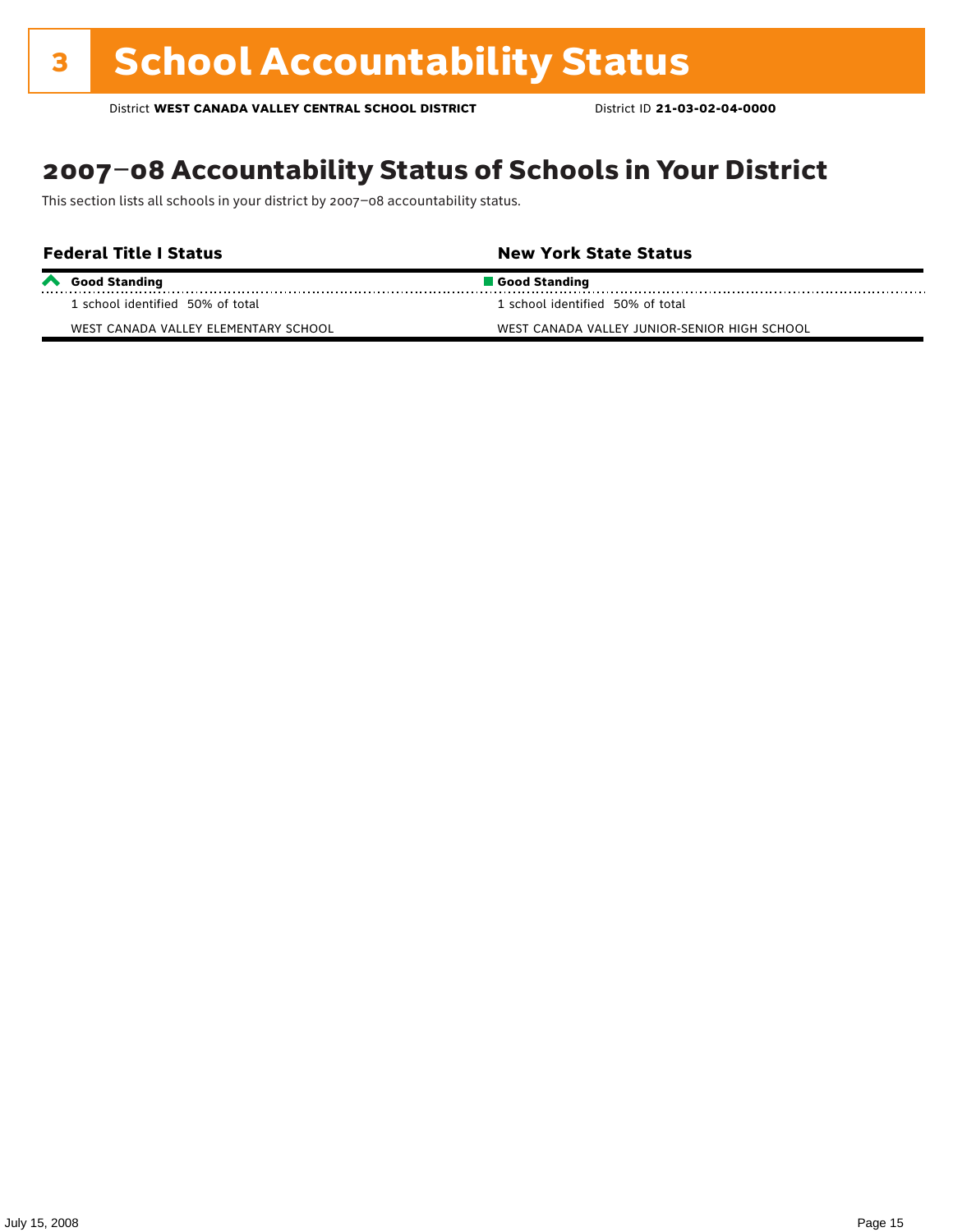# 3 School Accountability Status

District **WEST CANADA VALLEY CENTRAL SCHOOL DISTRICT** District ID **21-03-02-04-0000**

## 2007–08 Accountability Status of Schools in Your District

This section lists all schools in your district by 2007–08 accountability status.

| Federal Title I Status | New York State Status |
|---|---|
| **Good Standing** | **Good Standing** |
| 1 school identified 50% of total | 1 school identified 50% of total |
| WEST CANADA VALLEY ELEMENTARY SCHOOL | WEST CANADA VALLEY JUNIOR-SENIOR HIGH SCHOOL |

July 15, 2008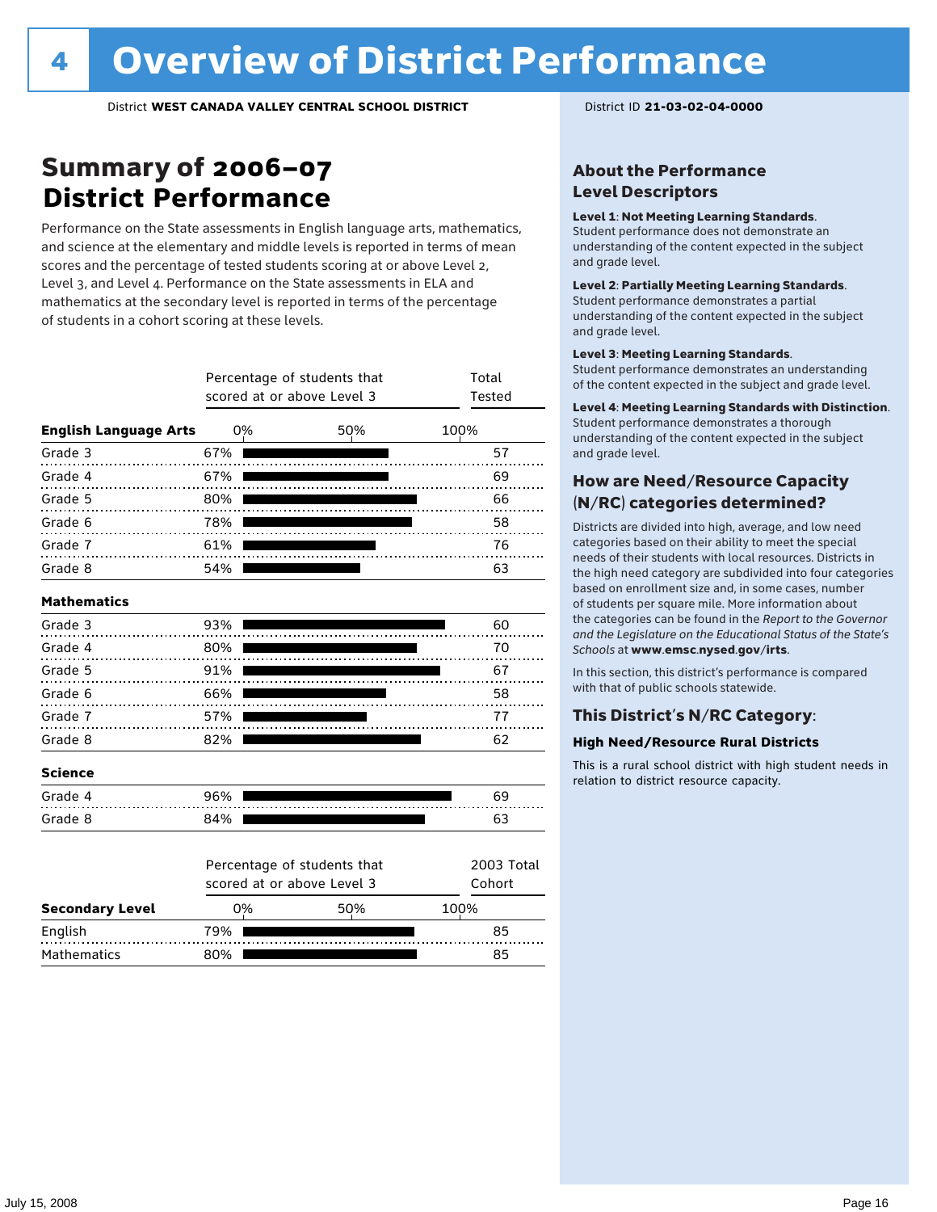# 4 Overview of District Performance

District **WEST CANADA VALLEY CENTRAL SCHOOL DISTRICT**

District ID **21-03-02-04-0000**

## Summary of 2006–07 District Performance

Performance on the State assessments in English language arts, mathematics, and science at the elementary and middle levels is reported in terms of mean scores and the percentage of tested students scoring at or above Level 2, Level 3, and Level 4. Performance on the State assessments in ELA and mathematics at the secondary level is reported in terms of the percentage of students in a cohort scoring at these levels.

| | Percentage of students that scored at or above Level 3 | Total Tested |
|---|---|---|
| **English Language Arts** | | |
| Grade 3 | 67% | 57 |
| Grade 4 | 67% | 69 |
| Grade 5 | 80% | 66 |
| Grade 6 | 78% | 58 |
| Grade 7 | 61% | 76 |
| Grade 8 | 54% | 63 |
| **Mathematics** | | |
| Grade 3 | 93% | 60 |
| Grade 4 | 80% | 70 |
| Grade 5 | 91% | 67 |
| Grade 6 | 66% | 58 |
| Grade 7 | 57% | 77 |
| Grade 8 | 82% | 62 |
| **Science** | | |
| Grade 4 | 96% | 69 |
| Grade 8 | 84% | 63 |

| **Secondary Level** | Percentage of students that scored at or above Level 3 | 2003 Total Cohort |
|---|---|---|
| English | 79% | 85 |
| Mathematics | 80% | 85 |

### About the Performance Level Descriptors

**Level 1: Not Meeting Learning Standards.** Student performance does not demonstrate an understanding of the content expected in the subject and grade level.

**Level 2: Partially Meeting Learning Standards.** Student performance demonstrates a partial understanding of the content expected in the subject and grade level.

**Level 3: Meeting Learning Standards.** Student performance demonstrates an understanding of the content expected in the subject and grade level.

**Level 4: Meeting Learning Standards with Distinction.** Student performance demonstrates a thorough understanding of the content expected in the subject and grade level.

### How are Need/Resource Capacity (N/RC) categories determined?

Districts are divided into high, average, and low need categories based on their ability to meet the special needs of their students with local resources. Districts in the high need category are subdivided into four categories based on enrollment size and, in some cases, number of students per square mile. More information about the categories can be found in the *Report to the Governor and the Legislature on the Educational Status of the State's Schools* at **www.emsc.nysed.gov/irts**.

In this section, this district's performance is compared with that of public schools statewide.

### This District's N/RC Category:

**High Need/Resource Rural Districts**

This is a rural school district with high student needs in relation to district resource capacity.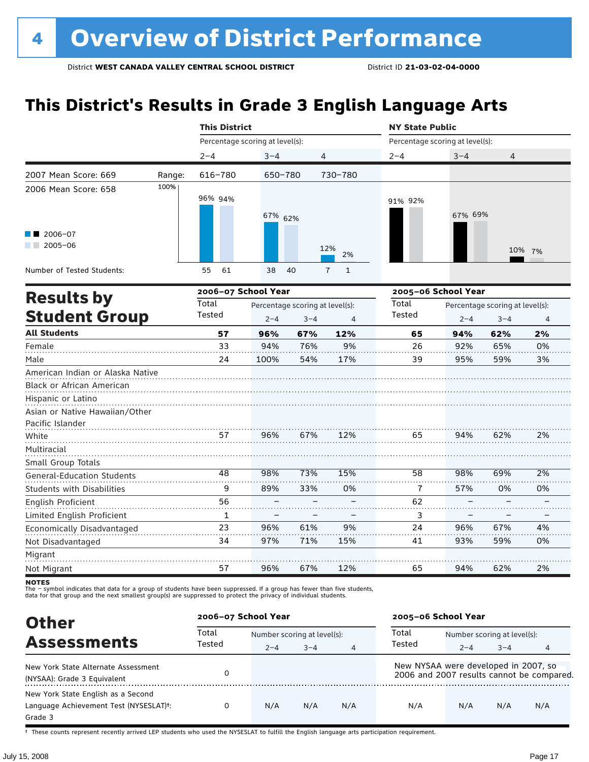# 4 Overview of District Performance

District **WEST CANADA VALLEY CENTRAL SCHOOL DISTRICT** District ID **21-03-02-04-0000**

## This District's Results in Grade 3 English Language Arts

| | | This District | | | NY State Public | | |
|---|---|---|---|---|---|---|---|
| | | Percentage scoring at level(s): | | | Percentage scoring at level(s): | | |
| | | 2–4 | 3–4 | 4 | 2–4 | 3–4 | 4 |
| 2007 Mean Score: 669 | Range: | 616–780 | 650–780 | 730–780 | | | |
| 2006 Mean Score: 658 | | | | | | | |
| 2006–07 | | 96% | 67% | 12% | 91% | 67% | 10% |
| 2005–06 | | 94% | 62% | 2% | 92% | 69% | 7% |
| Number of Tested Students: 2006–07 | | 55 | 38 | 7 | | | |
| Number of Tested Students: 2005–06 | | 61 | 40 | 1 | | | |

## Results by Student Group

| | 2006–07 School Year | | | | 2005–06 School Year | | | |
|---|---|---|---|---|---|---|---|---|
| | Total Tested | Percentage scoring at level(s): 2–4 | 3–4 | 4 | Total Tested | Percentage scoring at level(s): 2–4 | 3–4 | 4 |
| **All Students** | **57** | **96%** | **67%** | **12%** | **65** | **94%** | **62%** | **2%** |
| Female | 33 | 94% | 76% | 9% | 26 | 92% | 65% | 0% |
| Male | 24 | 100% | 54% | 17% | 39 | 95% | 59% | 3% |
| American Indian or Alaska Native | | | | | | | | |
| Black or African American | | | | | | | | |
| Hispanic or Latino | | | | | | | | |
| Asian or Native Hawaiian/Other Pacific Islander | | | | | | | | |
| White | 57 | 96% | 67% | 12% | 65 | 94% | 62% | 2% |
| Multiracial | | | | | | | | |
| Small Group Totals | | | | | | | | |
| General-Education Students | 48 | 98% | 73% | 15% | 58 | 98% | 69% | 2% |
| Students with Disabilities | 9 | 89% | 33% | 0% | 7 | 57% | 0% | 0% |
| English Proficient | 56 | – | – | – | 62 | – | – | – |
| Limited English Proficient | 1 | – | – | – | 3 | – | – | – |
| Economically Disadvantaged | 23 | 96% | 61% | 9% | 24 | 96% | 67% | 4% |
| Not Disadvantaged | 34 | 97% | 71% | 15% | 41 | 93% | 59% | 0% |
| Migrant | | | | | | | | |
| Not Migrant | 57 | 96% | 67% | 12% | 65 | 94% | 62% | 2% |

**NOTES**
The – symbol indicates that data for a group of students have been suppressed. If a group has fewer than five students, data for that group and the next smallest group(s) are suppressed to protect the privacy of individual students.

## Other Assessments

| | 2006–07 School Year | | | | 2005–06 School Year | | | |
|---|---|---|---|---|---|---|---|---|
| | Total Tested | Number scoring at level(s): 2–4 | 3–4 | 4 | Total Tested | Number scoring at level(s): 2–4 | 3–4 | 4 |
| New York State Alternate Assessment (NYSAA): Grade 3 Equivalent | 0 | | | | New NYSAA were developed in 2007, so 2006 and 2007 results cannot be compared. | | | |
| New York State English as a Second Language Achievement Test (NYSESLAT)†: Grade 3 | 0 | N/A | N/A | N/A | N/A | N/A | N/A | N/A |

† These counts represent recently arrived LEP students who used the NYSESLAT to fulfill the English language arts participation requirement.

July 15, 2008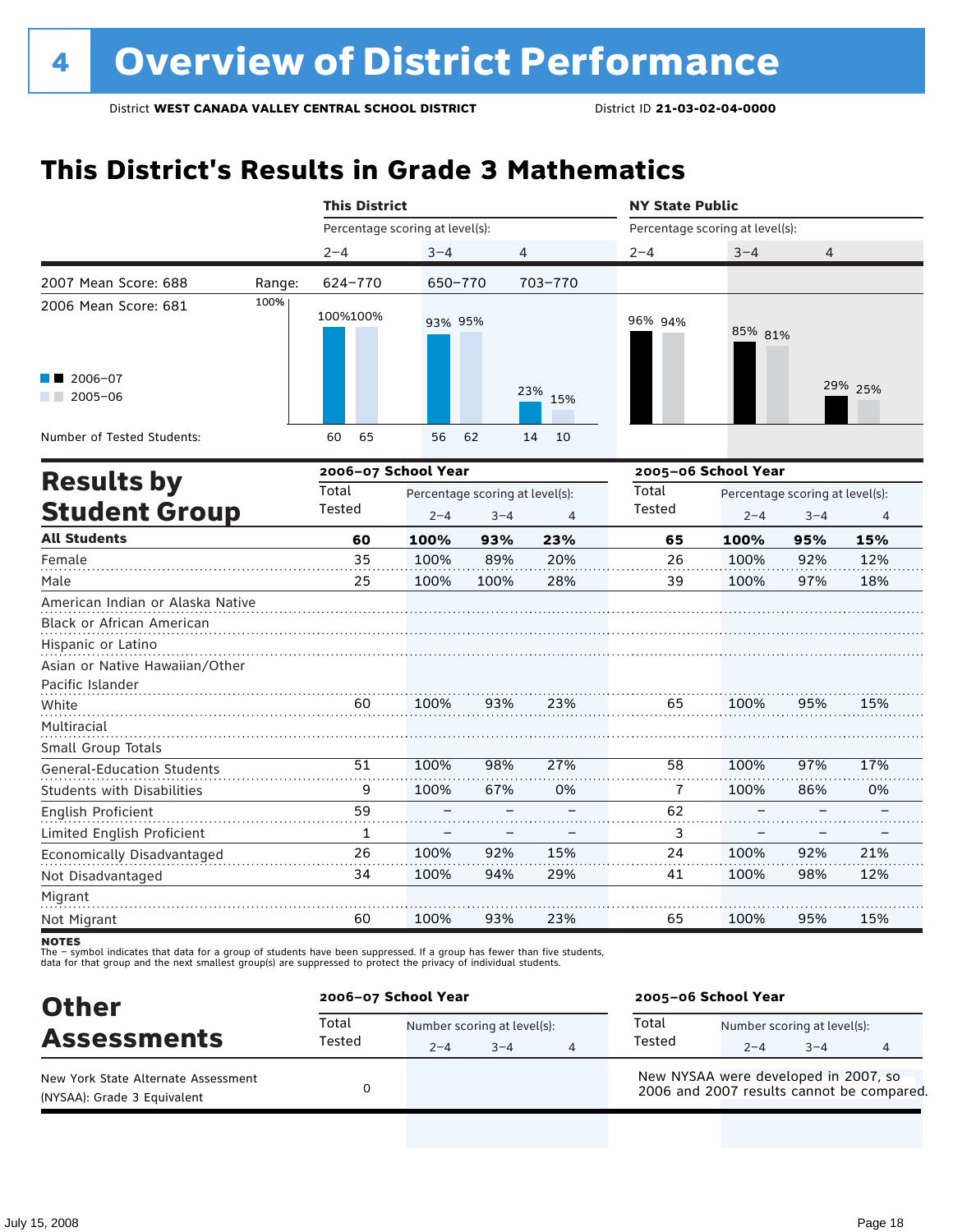# 4 Overview of District Performance

District **WEST CANADA VALLEY CENTRAL SCHOOL DISTRICT** District ID **21-03-02-04-0000**

## This District's Results in Grade 3 Mathematics

| | This District | | | NY State Public | | |
|---|---|---|---|---|---|---|
| | Percentage scoring at level(s): | | | Percentage scoring at level(s): | | |
| | 2–4 | 3–4 | 4 | 2–4 | 3–4 | 4 |
| 2007 Mean Score: 688 — Range: | 624–770 | 650–770 | 703–770 | | | |
| 2006 Mean Score: 681 | | | | | | |
| 2006–07 | 100% | 93% | 23% | 96% | 85% | 29% |
| 2005–06 | 100% | 95% | 15% | 94% | 81% | 25% |
| Number of Tested Students: 2006–07 | 60 | 56 | 14 | | | |
| Number of Tested Students: 2005–06 | 65 | 62 | 10 | | | |

## Results by Student Group

| | 2006–07 School Year | | | | 2005–06 School Year | | | |
|---|---|---|---|---|---|---|---|---|
| | Total Tested | Percentage scoring at level(s): 2–4 | 3–4 | 4 | Total Tested | Percentage scoring at level(s): 2–4 | 3–4 | 4 |
| **All Students** | **60** | **100%** | **93%** | **23%** | **65** | **100%** | **95%** | **15%** |
| Female | 35 | 100% | 89% | 20% | 26 | 100% | 92% | 12% |
| Male | 25 | 100% | 100% | 28% | 39 | 100% | 97% | 18% |
| American Indian or Alaska Native | | | | | | | | |
| Black or African American | | | | | | | | |
| Hispanic or Latino | | | | | | | | |
| Asian or Native Hawaiian/Other Pacific Islander | | | | | | | | |
| White | 60 | 100% | 93% | 23% | 65 | 100% | 95% | 15% |
| Multiracial | | | | | | | | |
| Small Group Totals | | | | | | | | |
| General-Education Students | 51 | 100% | 98% | 27% | 58 | 100% | 97% | 17% |
| Students with Disabilities | 9 | 100% | 67% | 0% | 7 | 100% | 86% | 0% |
| English Proficient | 59 | – | – | – | 62 | – | – | – |
| Limited English Proficient | 1 | – | – | – | 3 | – | – | – |
| Economically Disadvantaged | 26 | 100% | 92% | 15% | 24 | 100% | 92% | 21% |
| Not Disadvantaged | 34 | 100% | 94% | 29% | 41 | 100% | 98% | 12% |
| Migrant | | | | | | | | |
| Not Migrant | 60 | 100% | 93% | 23% | 65 | 100% | 95% | 15% |

**NOTES**
The – symbol indicates that data for a group of students have been suppressed. If a group has fewer than five students, data for that group and the next smallest group(s) are suppressed to protect the privacy of individual students.

## Other Assessments

| | 2006–07 School Year | | | | 2005–06 School Year | | | |
|---|---|---|---|---|---|---|---|---|
| | Total Tested | Number scoring at level(s): 2–4 | 3–4 | 4 | Total Tested | Number scoring at level(s): 2–4 | 3–4 | 4 |
| New York State Alternate Assessment (NYSAA): Grade 3 Equivalent | 0 | | | | New NYSAA were developed in 2007, so 2006 and 2007 results cannot be compared. | | | |

July 15, 2008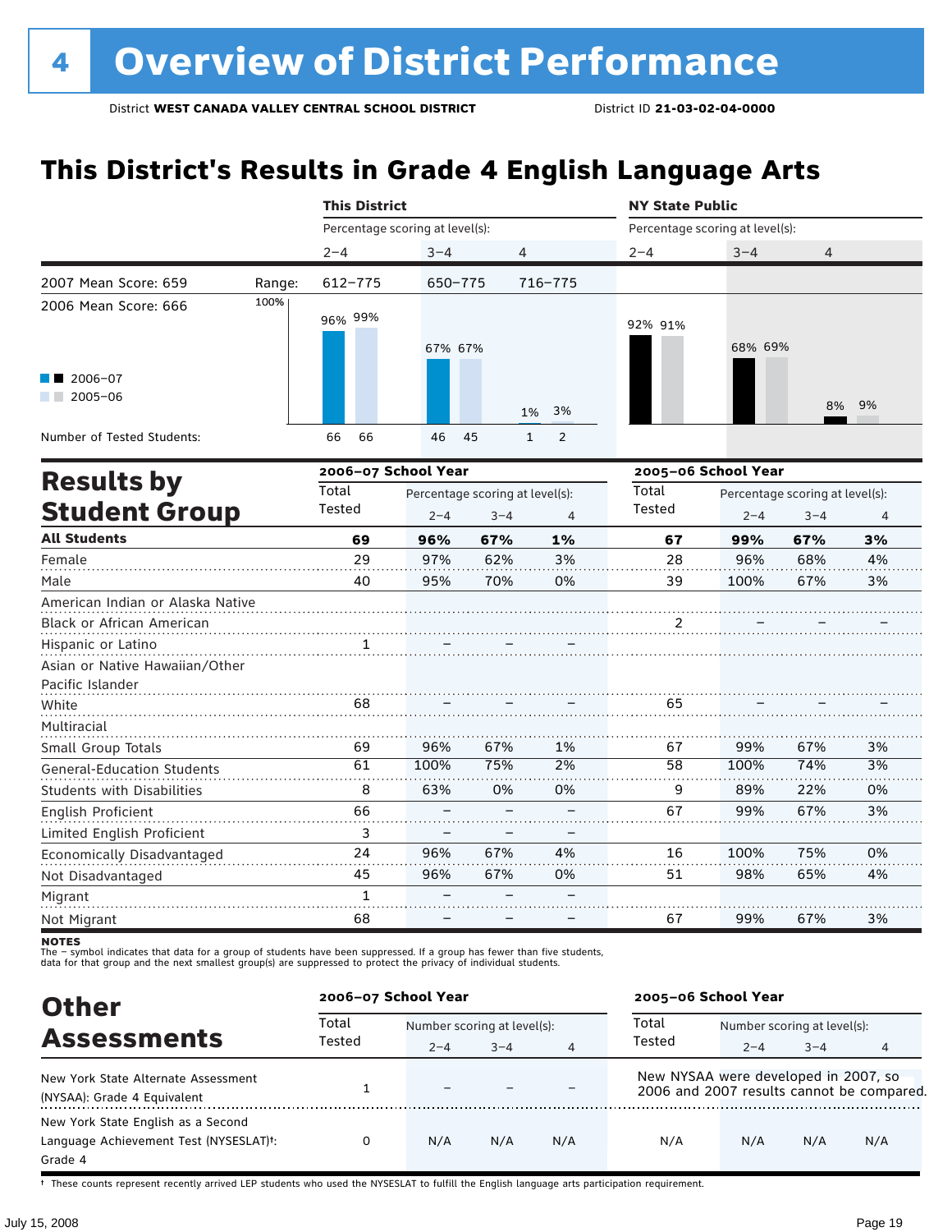# 4 Overview of District Performance

District **WEST CANADA VALLEY CENTRAL SCHOOL DISTRICT** District ID **21-03-02-04-0000**

## This District's Results in Grade 4 English Language Arts

| | | This District | | | NY State Public | | |
|---|---|---|---|---|---|---|---|
| | | Percentage scoring at level(s): | | | Percentage scoring at level(s): | | |
| | | 2–4 | 3–4 | 4 | 2–4 | 3–4 | 4 |
| 2007 Mean Score: 659 | Range: | 612–775 | 650–775 | 716–775 | | | |
| 2006 Mean Score: 666 | | | | | | | |
| 2006–07 | | 96% | 67% | 1% | 92% | 68% | 8% |
| 2005–06 | | 99% | 67% | 3% | 91% | 69% | 9% |
| Number of Tested Students: 2006–07 | | 66 | 46 | 1 | | | |
| Number of Tested Students: 2005–06 | | 66 | 45 | 2 | | | |

## Results by Student Group

| | 2006–07 School Year | | | | 2005–06 School Year | | | |
|---|---|---|---|---|---|---|---|---|
| | Total Tested | Percentage scoring at level(s): 2–4 | 3–4 | 4 | Total Tested | Percentage scoring at level(s): 2–4 | 3–4 | 4 |
| **All Students** | **69** | **96%** | **67%** | **1%** | **67** | **99%** | **67%** | **3%** |
| Female | 29 | 97% | 62% | 3% | 28 | 96% | 68% | 4% |
| Male | 40 | 95% | 70% | 0% | 39 | 100% | 67% | 3% |
| American Indian or Alaska Native | | | | | | | | |
| Black or African American | | | | | 2 | – | – | – |
| Hispanic or Latino | 1 | – | – | – | | | | |
| Asian or Native Hawaiian/Other Pacific Islander | | | | | | | | |
| White | 68 | – | – | – | 65 | – | – | – |
| Multiracial | | | | | | | | |
| Small Group Totals | 69 | 96% | 67% | 1% | 67 | 99% | 67% | 3% |
| General-Education Students | 61 | 100% | 75% | 2% | 58 | 100% | 74% | 3% |
| Students with Disabilities | 8 | 63% | 0% | 0% | 9 | 89% | 22% | 0% |
| English Proficient | 66 | – | – | – | 67 | 99% | 67% | 3% |
| Limited English Proficient | 3 | – | – | – | | | | |
| Economically Disadvantaged | 24 | 96% | 67% | 4% | 16 | 100% | 75% | 0% |
| Not Disadvantaged | 45 | 96% | 67% | 0% | 51 | 98% | 65% | 4% |
| Migrant | 1 | – | – | – | | | | |
| Not Migrant | 68 | – | – | – | 67 | 99% | 67% | 3% |

**NOTES**
The – symbol indicates that data for a group of students have been suppressed. If a group has fewer than five students, data for that group and the next smallest group(s) are suppressed to protect the privacy of individual students.

## Other Assessments

| | 2006–07 School Year | | | | 2005–06 School Year | | | |
|---|---|---|---|---|---|---|---|---|
| | Total Tested | Number scoring at level(s): 2–4 | 3–4 | 4 | Total Tested | Number scoring at level(s): 2–4 | 3–4 | 4 |
| New York State Alternate Assessment (NYSAA): Grade 4 Equivalent | 1 | – | – | – | New NYSAA were developed in 2007, so 2006 and 2007 results cannot be compared. | | | |
| New York State English as a Second Language Achievement Test (NYSESLAT)†: Grade 4 | 0 | N/A | N/A | N/A | N/A | N/A | N/A | N/A |

† These counts represent recently arrived LEP students who used the NYSESLAT to fulfill the English language arts participation requirement.

July 15, 2008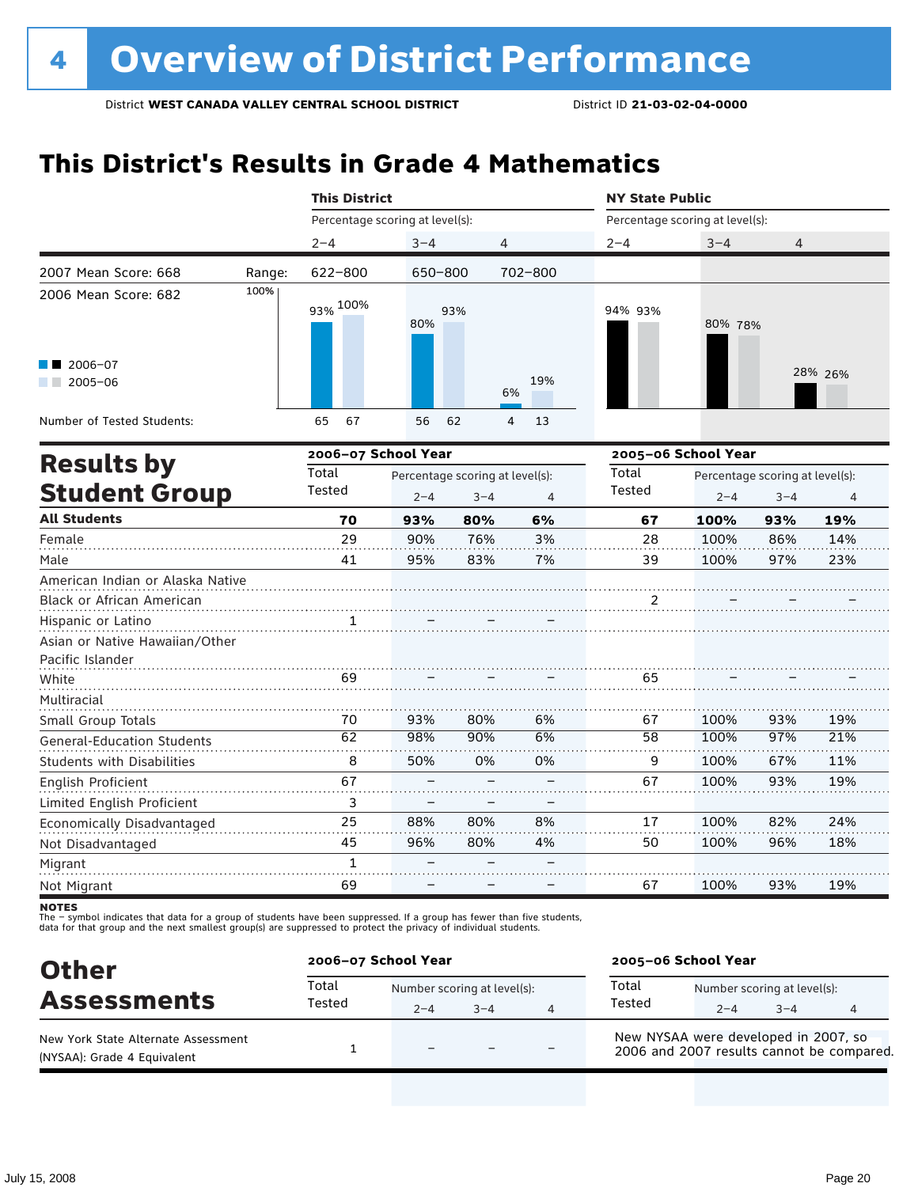# 4 Overview of District Performance

District **WEST CANADA VALLEY CENTRAL SCHOOL DISTRICT** District ID **21-03-02-04-0000**

## This District's Results in Grade 4 Mathematics

| | | This District | | | NY State Public | | |
|---|---|---|---|---|---|---|---|
| | | Percentage scoring at level(s): | | | Percentage scoring at level(s): | | |
| | | 2–4 | 3–4 | 4 | 2–4 | 3–4 | 4 |
| 2007 Mean Score: 668 | Range: | 622–800 | 650–800 | 702–800 | | | |
| 2006 Mean Score: 682 | | | | | | | |
| 2006–07 | | 93% | 80% | 6% | 94% | 80% | 28% |
| 2005–06 | | 100% | 93% | 19% | 93% | 78% | 26% |
| Number of Tested Students: 2006–07 | | 65 | 56 | 4 | | | |
| Number of Tested Students: 2005–06 | | 67 | 62 | 13 | | | |

## Results by Student Group

| | 2006–07 School Year | | | | 2005–06 School Year | | | |
|---|---|---|---|---|---|---|---|---|
| | Total Tested | Percentage scoring at level(s): 2–4 | 3–4 | 4 | Total Tested | Percentage scoring at level(s): 2–4 | 3–4 | 4 |
| **All Students** | **70** | **93%** | **80%** | **6%** | **67** | **100%** | **93%** | **19%** |
| Female | 29 | 90% | 76% | 3% | 28 | 100% | 86% | 14% |
| Male | 41 | 95% | 83% | 7% | 39 | 100% | 97% | 23% |
| American Indian or Alaska Native | | | | | | | | |
| Black or African American | | | | | 2 | – | – | – |
| Hispanic or Latino | 1 | – | – | – | | | | |
| Asian or Native Hawaiian/Other Pacific Islander | | | | | | | | |
| White | 69 | – | – | – | 65 | – | – | – |
| Multiracial | | | | | | | | |
| Small Group Totals | 70 | 93% | 80% | 6% | 67 | 100% | 93% | 19% |
| General-Education Students | 62 | 98% | 90% | 6% | 58 | 100% | 97% | 21% |
| Students with Disabilities | 8 | 50% | 0% | 0% | 9 | 100% | 67% | 11% |
| English Proficient | 67 | – | – | – | 67 | 100% | 93% | 19% |
| Limited English Proficient | 3 | – | – | – | | | | |
| Economically Disadvantaged | 25 | 88% | 80% | 8% | 17 | 100% | 82% | 24% |
| Not Disadvantaged | 45 | 96% | 80% | 4% | 50 | 100% | 96% | 18% |
| Migrant | 1 | – | – | – | | | | |
| Not Migrant | 69 | – | – | – | 67 | 100% | 93% | 19% |

**NOTES**
The – symbol indicates that data for a group of students have been suppressed. If a group has fewer than five students, data for that group and the next smallest group(s) are suppressed to protect the privacy of individual students.

## Other Assessments

| | 2006–07 School Year | | | | 2005–06 School Year | | | |
|---|---|---|---|---|---|---|---|---|
| | Total Tested | Number scoring at level(s): 2–4 | 3–4 | 4 | Total Tested | Number scoring at level(s): 2–4 | 3–4 | 4 |
| New York State Alternate Assessment (NYSAA): Grade 4 Equivalent | 1 | – | – | – | New NYSAA were developed in 2007, so 2006 and 2007 results cannot be compared. | | | |

July 15, 2008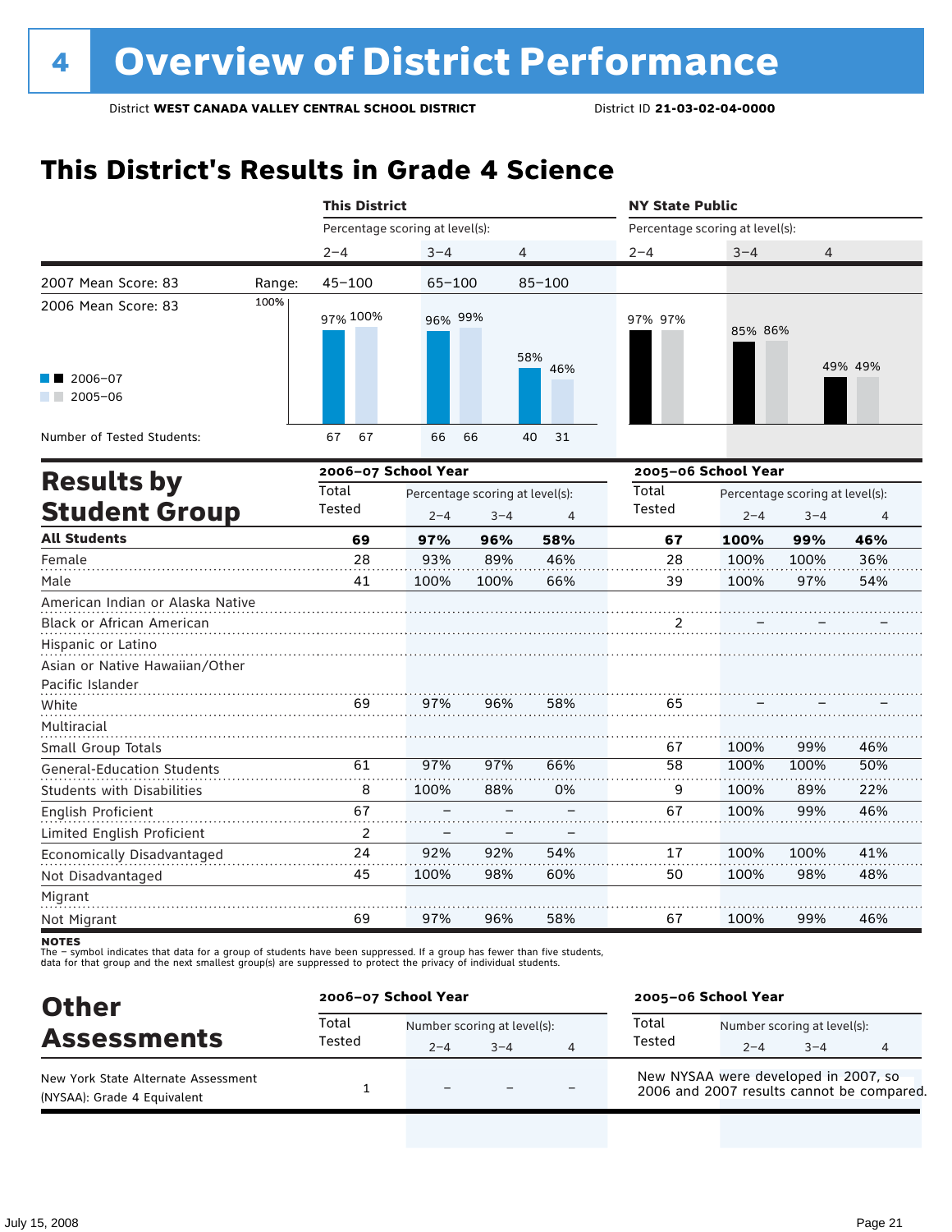# 4 Overview of District Performance

District **WEST CANADA VALLEY CENTRAL SCHOOL DISTRICT** District ID **21-03-02-04-0000**

## This District's Results in Grade 4 Science

| | This District | | | NY State Public | | |
|---|---|---|---|---|---|---|
| | Percentage scoring at level(s): | | | Percentage scoring at level(s): | | |
| | 2–4 | 3–4 | 4 | 2–4 | 3–4 | 4 |
| 2007 Mean Score: 83 — Range: | 45–100 | 65–100 | 85–100 | | | |
| 2006 Mean Score: 83 | | | | | | |
| 2006–07 | 97% | 96% | 58% | 97% | 85% | 49% |
| 2005–06 | 100% | 99% | 46% | 97% | 86% | 49% |
| Number of Tested Students: 2006–07 | 67 | 66 | 40 | | | |
| Number of Tested Students: 2005–06 | 67 | 66 | 31 | | | |

## Results by Student Group

| | 2006–07 School Year | | | | 2005–06 School Year | | | |
|---|---|---|---|---|---|---|---|---|
| | Total Tested | Percentage scoring at level(s): 2–4 | 3–4 | 4 | Total Tested | Percentage scoring at level(s): 2–4 | 3–4 | 4 |
| **All Students** | **69** | **97%** | **96%** | **58%** | **67** | **100%** | **99%** | **46%** |
| Female | 28 | 93% | 89% | 46% | 28 | 100% | 100% | 36% |
| Male | 41 | 100% | 100% | 66% | 39 | 100% | 97% | 54% |
| American Indian or Alaska Native | | | | | | | | |
| Black or African American | | | | | 2 | – | – | – |
| Hispanic or Latino | | | | | | | | |
| Asian or Native Hawaiian/Other Pacific Islander | | | | | | | | |
| White | 69 | 97% | 96% | 58% | 65 | – | – | – |
| Multiracial | | | | | | | | |
| Small Group Totals | | | | | 67 | 100% | 99% | 46% |
| General-Education Students | 61 | 97% | 97% | 66% | 58 | 100% | 100% | 50% |
| Students with Disabilities | 8 | 100% | 88% | 0% | 9 | 100% | 89% | 22% |
| English Proficient | 67 | – | – | – | 67 | 100% | 99% | 46% |
| Limited English Proficient | 2 | – | – | – | | | | |
| Economically Disadvantaged | 24 | 92% | 92% | 54% | 17 | 100% | 100% | 41% |
| Not Disadvantaged | 45 | 100% | 98% | 60% | 50 | 100% | 98% | 48% |
| Migrant | | | | | | | | |
| Not Migrant | 69 | 97% | 96% | 58% | 67 | 100% | 99% | 46% |

**NOTES**
The – symbol indicates that data for a group of students have been suppressed. If a group has fewer than five students, data for that group and the next smallest group(s) are suppressed to protect the privacy of individual students.

## Other Assessments

| | 2006–07 School Year | | | | 2005–06 School Year | | | |
|---|---|---|---|---|---|---|---|---|
| | Total Tested | Number scoring at level(s): 2–4 | 3–4 | 4 | Total Tested | Number scoring at level(s): 2–4 | 3–4 | 4 |
| New York State Alternate Assessment (NYSAA): Grade 4 Equivalent | 1 | – | – | – | New NYSAA were developed in 2007, so 2006 and 2007 results cannot be compared. | | | |

July 15, 2008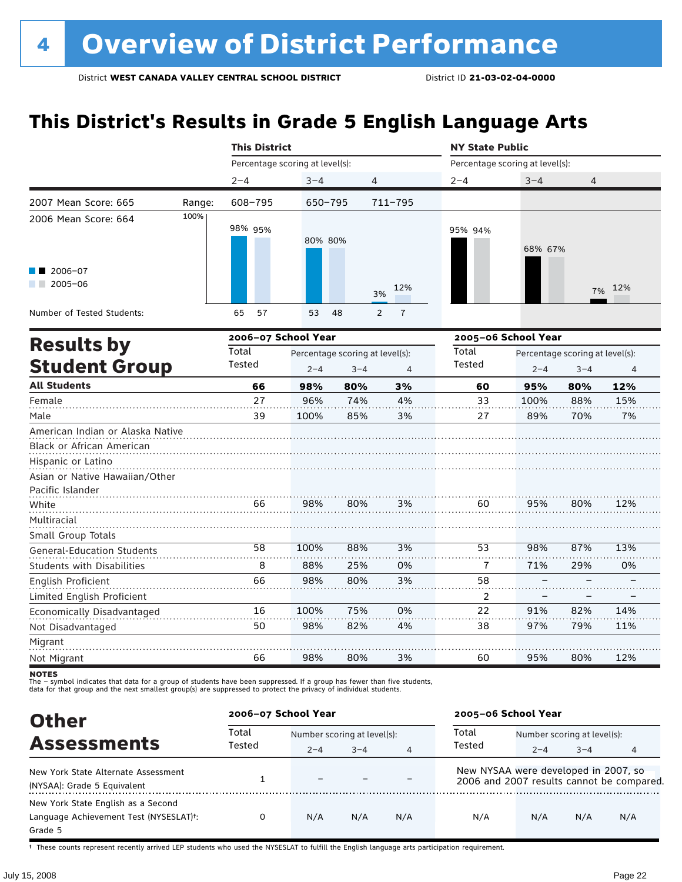# 4 Overview of District Performance

District **WEST CANADA VALLEY CENTRAL SCHOOL DISTRICT** District ID **21-03-02-04-0000**

## This District's Results in Grade 5 English Language Arts

| | | This District | | | NY State Public | | |
|---|---|---|---|---|---|---|---|
| | | Percentage scoring at level(s): | | | Percentage scoring at level(s): | | |
| | | 2–4 | 3–4 | 4 | 2–4 | 3–4 | 4 |
| 2007 Mean Score: 665 | Range: | 608–795 | 650–795 | 711–795 | | | |
| 2006 Mean Score: 664 | | | | | | | |
| 2006–07 | | 98% | 80% | 3% | 95% | 68% | 7% |
| 2005–06 | | 95% | 80% | 12% | 94% | 67% | 12% |
| Number of Tested Students: 2006–07 | | 65 | 53 | 2 | | | |
| Number of Tested Students: 2005–06 | | 57 | 48 | 7 | | | |

## Results by Student Group

| | 2006–07 School Year | | | | 2005–06 School Year | | | |
|---|---|---|---|---|---|---|---|---|
| | Total Tested | Percentage scoring at level(s): 2–4 | 3–4 | 4 | Total Tested | Percentage scoring at level(s): 2–4 | 3–4 | 4 |
| **All Students** | **66** | **98%** | **80%** | **3%** | **60** | **95%** | **80%** | **12%** |
| Female | 27 | 96% | 74% | 4% | 33 | 100% | 88% | 15% |
| Male | 39 | 100% | 85% | 3% | 27 | 89% | 70% | 7% |
| American Indian or Alaska Native | | | | | | | | |
| Black or African American | | | | | | | | |
| Hispanic or Latino | | | | | | | | |
| Asian or Native Hawaiian/Other Pacific Islander | | | | | | | | |
| White | 66 | 98% | 80% | 3% | 60 | 95% | 80% | 12% |
| Multiracial | | | | | | | | |
| Small Group Totals | | | | | | | | |
| General-Education Students | 58 | 100% | 88% | 3% | 53 | 98% | 87% | 13% |
| Students with Disabilities | 8 | 88% | 25% | 0% | 7 | 71% | 29% | 0% |
| English Proficient | 66 | 98% | 80% | 3% | 58 | – | – | – |
| Limited English Proficient | | | | | 2 | – | – | – |
| Economically Disadvantaged | 16 | 100% | 75% | 0% | 22 | 91% | 82% | 14% |
| Not Disadvantaged | 50 | 98% | 82% | 4% | 38 | 97% | 79% | 11% |
| Migrant | | | | | | | | |
| Not Migrant | 66 | 98% | 80% | 3% | 60 | 95% | 80% | 12% |

**NOTES**
The – symbol indicates that data for a group of students have been suppressed. If a group has fewer than five students, data for that group and the next smallest group(s) are suppressed to protect the privacy of individual students.

## Other Assessments

| | 2006–07 School Year | | | | 2005–06 School Year | | | |
|---|---|---|---|---|---|---|---|---|
| | Total Tested | Number scoring at level(s): 2–4 | 3–4 | 4 | Total Tested | Number scoring at level(s): 2–4 | 3–4 | 4 |
| New York State Alternate Assessment (NYSAA): Grade 5 Equivalent | 1 | – | – | – | New NYSAA were developed in 2007, so 2006 and 2007 results cannot be compared. | | | |
| New York State English as a Second Language Achievement Test (NYSESLAT)†: Grade 5 | 0 | N/A | N/A | N/A | N/A | N/A | N/A | N/A |

† These counts represent recently arrived LEP students who used the NYSESLAT to fulfill the English language arts participation requirement.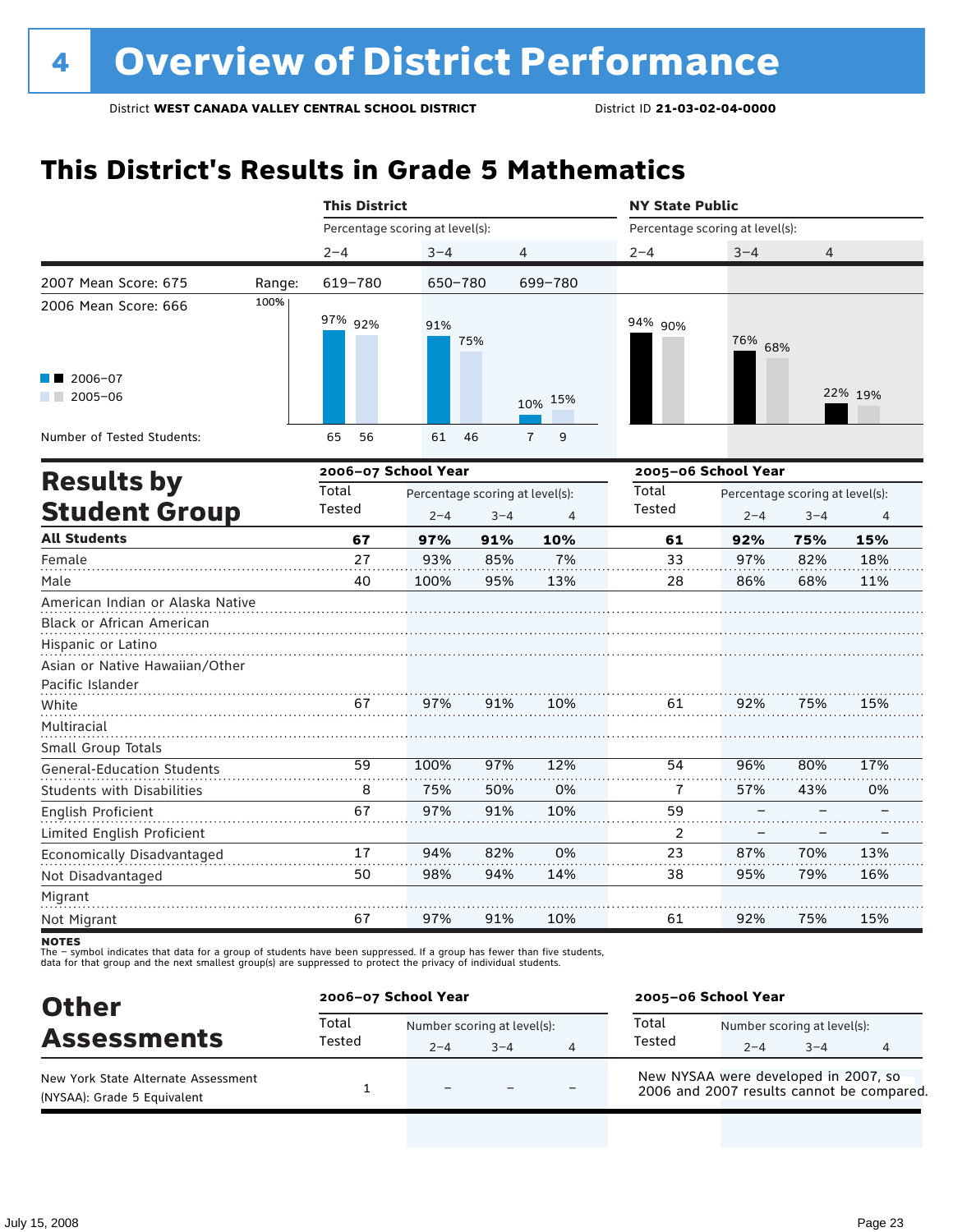# 4 Overview of District Performance

District **WEST CANADA VALLEY CENTRAL SCHOOL DISTRICT** District ID **21-03-02-04-0000**

## This District's Results in Grade 5 Mathematics

| | | This District | | | NY State Public | | |
|---|---|---|---|---|---|---|---|
| | | Percentage scoring at level(s): | | | Percentage scoring at level(s): | | |
| | | 2–4 | 3–4 | 4 | 2–4 | 3–4 | 4 |
| 2007 Mean Score: 675 | Range: | 619–780 | 650–780 | 699–780 | | | |
| 2006 Mean Score: 666 | | | | | | | |
| 2006–07 | | 97% | 91% | 10% | 94% | 76% | 22% |
| 2005–06 | | 92% | 75% | 15% | 90% | 68% | 19% |
| Number of Tested Students: 2006–07 | | 65 | 61 | 7 | | | |
| Number of Tested Students: 2005–06 | | 56 | 46 | 9 | | | |

## Results by Student Group

| | 2006–07 School Year | | | | 2005–06 School Year | | | |
|---|---|---|---|---|---|---|---|---|
| | Total Tested | Percentage scoring at level(s): 2–4 | 3–4 | 4 | Total Tested | Percentage scoring at level(s): 2–4 | 3–4 | 4 |
| **All Students** | **67** | **97%** | **91%** | **10%** | **61** | **92%** | **75%** | **15%** |
| Female | 27 | 93% | 85% | 7% | 33 | 97% | 82% | 18% |
| Male | 40 | 100% | 95% | 13% | 28 | 86% | 68% | 11% |
| American Indian or Alaska Native | | | | | | | | |
| Black or African American | | | | | | | | |
| Hispanic or Latino | | | | | | | | |
| Asian or Native Hawaiian/Other Pacific Islander | | | | | | | | |
| White | 67 | 97% | 91% | 10% | 61 | 92% | 75% | 15% |
| Multiracial | | | | | | | | |
| Small Group Totals | | | | | | | | |
| General-Education Students | 59 | 100% | 97% | 12% | 54 | 96% | 80% | 17% |
| Students with Disabilities | 8 | 75% | 50% | 0% | 7 | 57% | 43% | 0% |
| English Proficient | 67 | 97% | 91% | 10% | 59 | – | – | – |
| Limited English Proficient | | | | | 2 | – | – | – |
| Economically Disadvantaged | 17 | 94% | 82% | 0% | 23 | 87% | 70% | 13% |
| Not Disadvantaged | 50 | 98% | 94% | 14% | 38 | 95% | 79% | 16% |
| Migrant | | | | | | | | |
| Not Migrant | 67 | 97% | 91% | 10% | 61 | 92% | 75% | 15% |

**NOTES**
The – symbol indicates that data for a group of students have been suppressed. If a group has fewer than five students, data for that group and the next smallest group(s) are suppressed to protect the privacy of individual students.

## Other Assessments

| | 2006–07 School Year | | | | 2005–06 School Year |
|---|---|---|---|---|---|
| | Total Tested | Number scoring at level(s): 2–4 | 3–4 | 4 | |
| New York State Alternate Assessment (NYSAA): Grade 5 Equivalent | 1 | – | – | – | New NYSAA were developed in 2007, so 2006 and 2007 results cannot be compared. |

July 15, 2008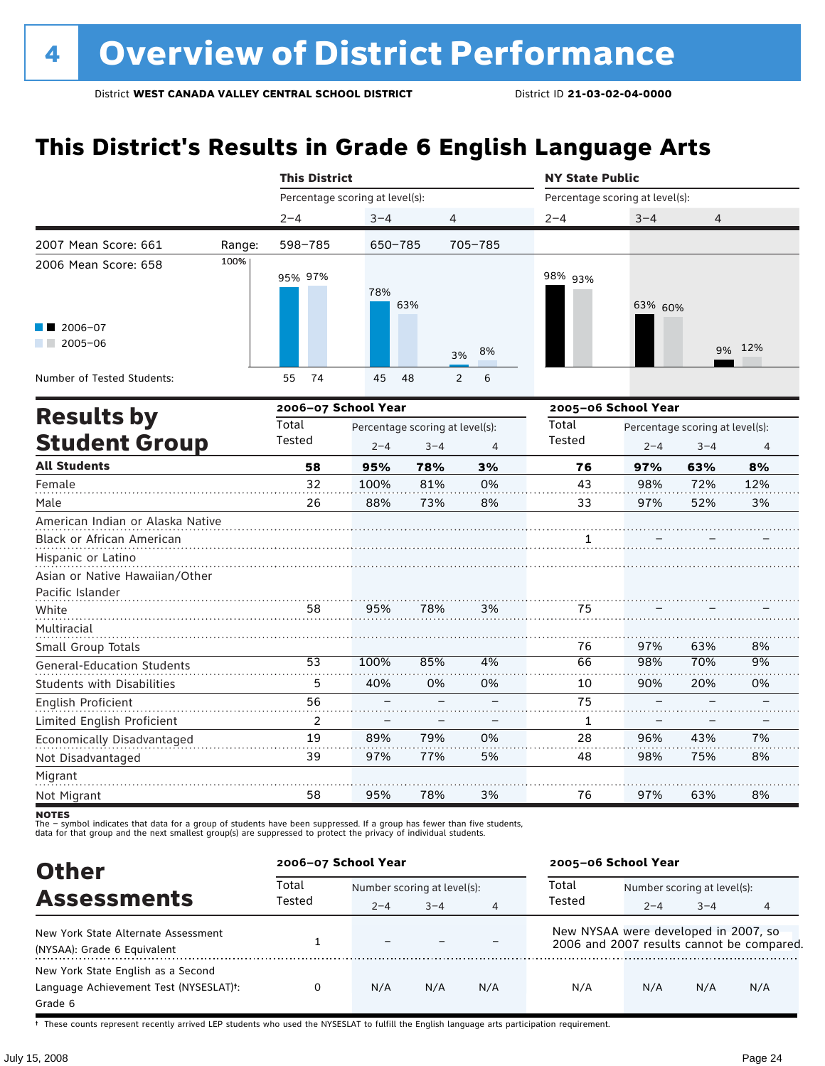# 4 Overview of District Performance

District **WEST CANADA VALLEY CENTRAL SCHOOL DISTRICT** District ID **21-03-02-04-0000**

## This District's Results in Grade 6 English Language Arts

| | | This District | | | NY State Public | | |
|---|---|---|---|---|---|---|---|
| | | Percentage scoring at level(s): | | | Percentage scoring at level(s): | | |
| | | 2–4 | 3–4 | 4 | 2–4 | 3–4 | 4 |
| 2007 Mean Score: 661 | Range: | 598–785 | 650–785 | 705–785 | | | |
| 2006 Mean Score: 658 | | | | | | | |
| 2006–07 | | 95% | 78% | 3% | 98% | 63% | 9% |
| 2005–06 | | 97% | 63% | 8% | 93% | 60% | 12% |
| Number of Tested Students: 2006–07 | | 55 | 45 | 2 | | | |
| Number of Tested Students: 2005–06 | | 74 | 48 | 6 | | | |

## Results by Student Group

| | 2006–07 School Year | | | | 2005–06 School Year | | | |
|---|---|---|---|---|---|---|---|---|
| | Total Tested | Percentage scoring at level(s): 2–4 | 3–4 | 4 | Total Tested | Percentage scoring at level(s): 2–4 | 3–4 | 4 |
| **All Students** | **58** | **95%** | **78%** | **3%** | **76** | **97%** | **63%** | **8%** |
| Female | 32 | 100% | 81% | 0% | 43 | 98% | 72% | 12% |
| Male | 26 | 88% | 73% | 8% | 33 | 97% | 52% | 3% |
| American Indian or Alaska Native | | | | | | | | |
| Black or African American | | | | | 1 | – | – | – |
| Hispanic or Latino | | | | | | | | |
| Asian or Native Hawaiian/Other Pacific Islander | | | | | | | | |
| White | 58 | 95% | 78% | 3% | 75 | – | – | – |
| Multiracial | | | | | | | | |
| Small Group Totals | | | | | 76 | 97% | 63% | 8% |
| General-Education Students | 53 | 100% | 85% | 4% | 66 | 98% | 70% | 9% |
| Students with Disabilities | 5 | 40% | 0% | 0% | 10 | 90% | 20% | 0% |
| English Proficient | 56 | – | – | – | 75 | – | – | – |
| Limited English Proficient | 2 | – | – | – | 1 | – | – | – |
| Economically Disadvantaged | 19 | 89% | 79% | 0% | 28 | 96% | 43% | 7% |
| Not Disadvantaged | 39 | 97% | 77% | 5% | 48 | 98% | 75% | 8% |
| Migrant | | | | | | | | |
| Not Migrant | 58 | 95% | 78% | 3% | 76 | 97% | 63% | 8% |

**NOTES**
The – symbol indicates that data for a group of students have been suppressed. If a group has fewer than five students, data for that group and the next smallest group(s) are suppressed to protect the privacy of individual students.

## Other Assessments

| | 2006–07 School Year | | | | 2005–06 School Year | | | |
|---|---|---|---|---|---|---|---|---|
| | Total Tested | Number scoring at level(s): 2–4 | 3–4 | 4 | Total Tested | Number scoring at level(s): 2–4 | 3–4 | 4 |
| New York State Alternate Assessment (NYSAA): Grade 6 Equivalent | 1 | – | – | – | New NYSAA were developed in 2007, so 2006 and 2007 results cannot be compared. | | | |
| New York State English as a Second Language Achievement Test (NYSESLAT)†: Grade 6 | 0 | N/A | N/A | N/A | N/A | N/A | N/A | N/A |

† These counts represent recently arrived LEP students who used the NYSESLAT to fulfill the English language arts participation requirement.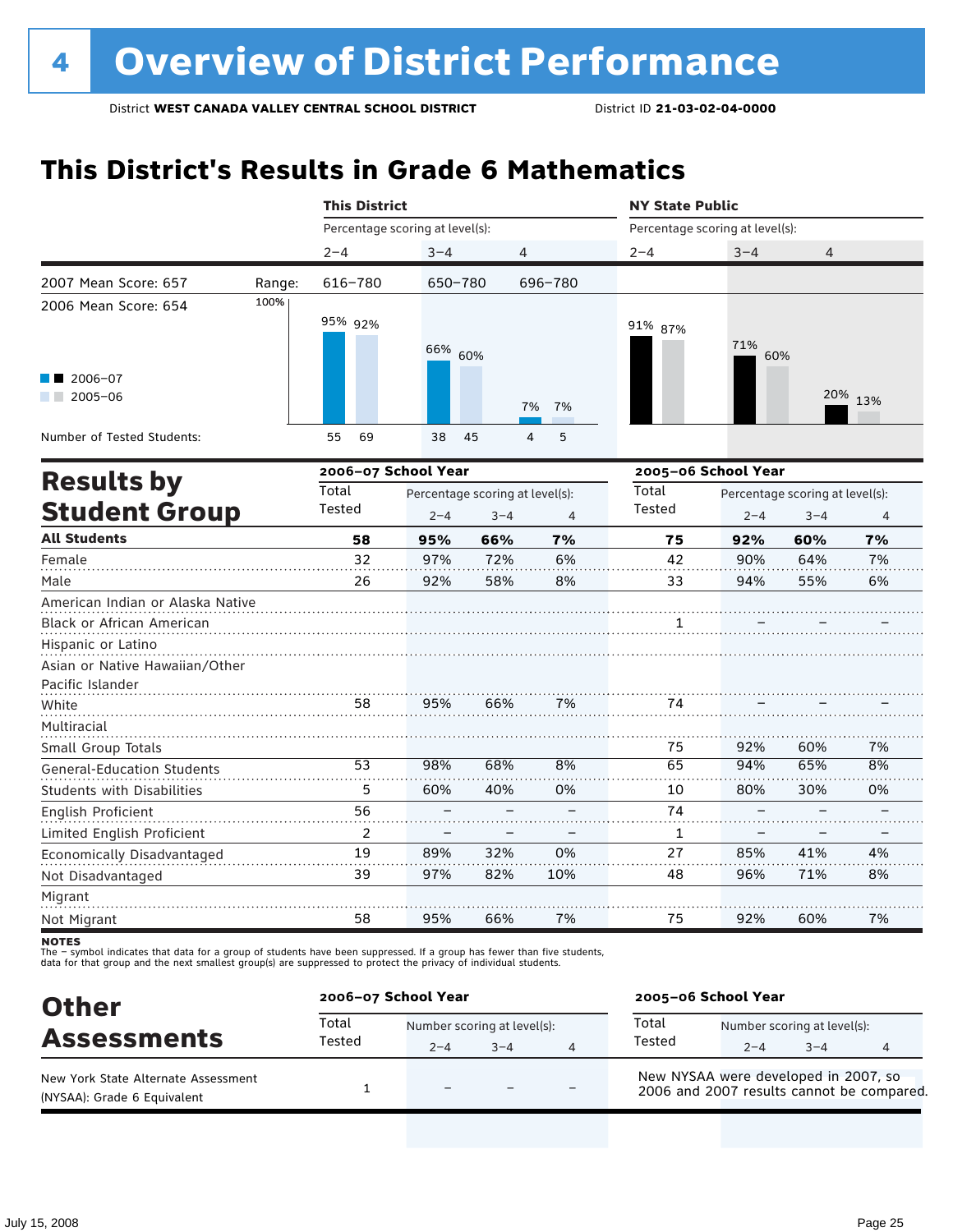# 4 Overview of District Performance

District **WEST CANADA VALLEY CENTRAL SCHOOL DISTRICT** District ID **21-03-02-04-0000**

## This District's Results in Grade 6 Mathematics

| | This District 2–4 | This District 3–4 | This District 4 | NY State Public 2–4 | NY State Public 3–4 | NY State Public 4 |
|---|---|---|---|---|---|---|
| 2007 Mean Score: 657 — Range: | 616–780 | 650–780 | 696–780 | | | |
| 2006 Mean Score: 654 | | | | | | |
| 2006–07 | 95% | 66% | 7% | 91% | 71% | 20% |
| 2005–06 | 92% | 60% | 7% | 87% | 60% | 13% |
| Number of Tested Students: 2006–07 | 55 | 38 | 4 | | | |
| Number of Tested Students: 2005–06 | 69 | 45 | 5 | | | |

## Results by Student Group

| | 2006–07 Total Tested | 2006–07 2–4 | 2006–07 3–4 | 2006–07 4 | 2005–06 Total Tested | 2005–06 2–4 | 2005–06 3–4 | 2005–06 4 |
|---|---|---|---|---|---|---|---|---|
| **All Students** | **58** | **95%** | **66%** | **7%** | **75** | **92%** | **60%** | **7%** |
| Female | 32 | 97% | 72% | 6% | 42 | 90% | 64% | 7% |
| Male | 26 | 92% | 58% | 8% | 33 | 94% | 55% | 6% |
| American Indian or Alaska Native | | | | | | | | |
| Black or African American | | | | | 1 | – | – | – |
| Hispanic or Latino | | | | | | | | |
| Asian or Native Hawaiian/Other Pacific Islander | | | | | | | | |
| White | 58 | 95% | 66% | 7% | 74 | – | – | – |
| Multiracial | | | | | | | | |
| Small Group Totals | | | | | 75 | 92% | 60% | 7% |
| General-Education Students | 53 | 98% | 68% | 8% | 65 | 94% | 65% | 8% |
| Students with Disabilities | 5 | 60% | 40% | 0% | 10 | 80% | 30% | 0% |
| English Proficient | 56 | – | – | – | 74 | – | – | – |
| Limited English Proficient | 2 | – | – | – | 1 | – | – | – |
| Economically Disadvantaged | 19 | 89% | 32% | 0% | 27 | 85% | 41% | 4% |
| Not Disadvantaged | 39 | 97% | 82% | 10% | 48 | 96% | 71% | 8% |
| Migrant | | | | | | | | |
| Not Migrant | 58 | 95% | 66% | 7% | 75 | 92% | 60% | 7% |

**NOTES**
The – symbol indicates that data for a group of students have been suppressed. If a group has fewer than five students, data for that group and the next smallest group(s) are suppressed to protect the privacy of individual students.

## Other Assessments

| | 2006–07 Total Tested | 2006–07 2–4 | 2006–07 3–4 | 2006–07 4 | 2005–06 School Year |
|---|---|---|---|---|---|
| New York State Alternate Assessment (NYSAA): Grade 6 Equivalent | 1 | – | – | – | New NYSAA were developed in 2007, so 2006 and 2007 results cannot be compared. |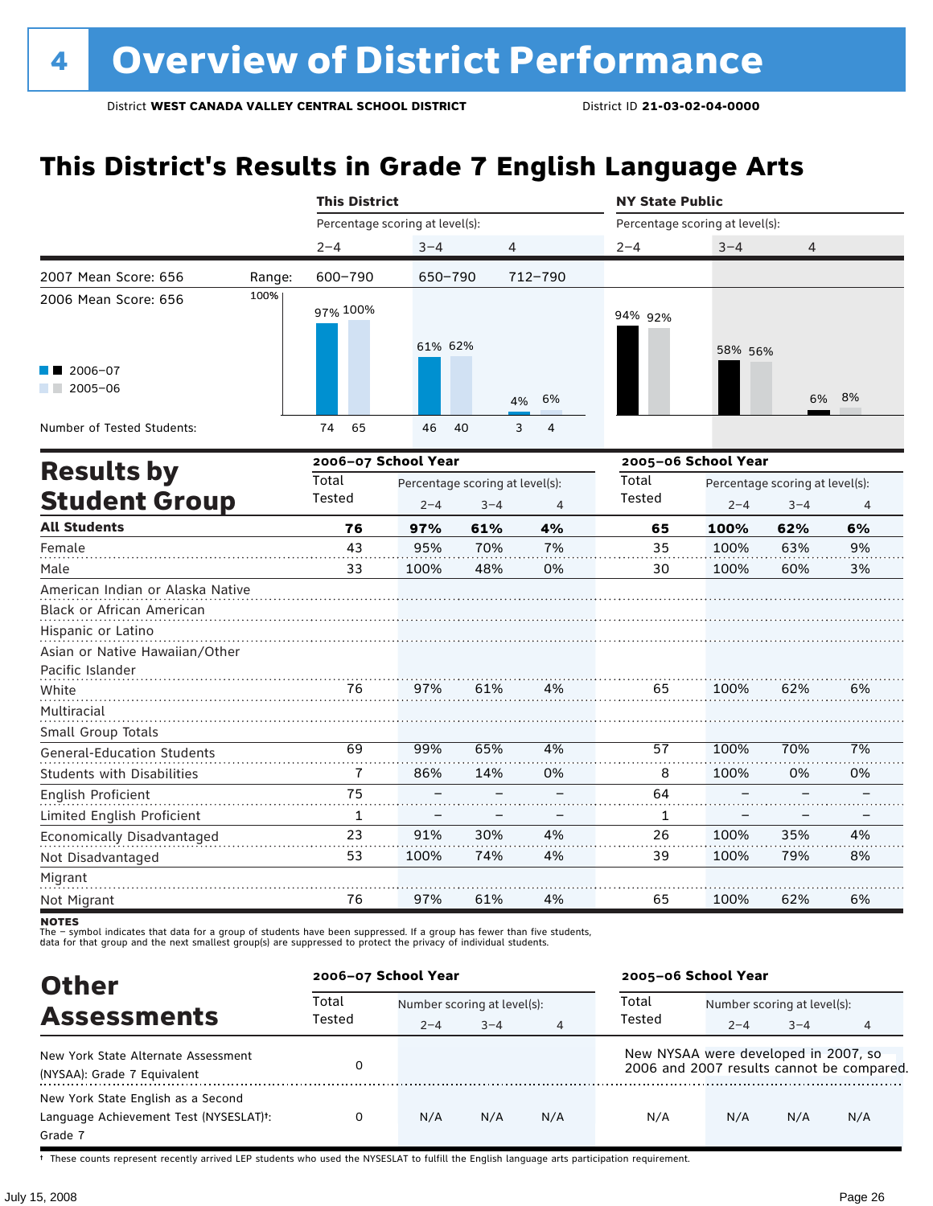# 4 Overview of District Performance

District **WEST CANADA VALLEY CENTRAL SCHOOL DISTRICT** District ID **21-03-02-04-0000**

## This District's Results in Grade 7 English Language Arts

| | | This District | | | NY State Public | | |
|---|---|---|---|---|---|---|---|
| | | Percentage scoring at level(s): | | | Percentage scoring at level(s): | | |
| | | 2–4 | 3–4 | 4 | 2–4 | 3–4 | 4 |
| 2007 Mean Score: 656 | Range: | 600–790 | 650–790 | 712–790 | | | |
| 2006 Mean Score: 656 | | | | | | | |
| 2006–07 | | 97% | 61% | 4% | 94% | 58% | 6% |
| 2005–06 | | 100% | 62% | 6% | 92% | 56% | 8% |
| Number of Tested Students: 2006–07 | | 74 | 46 | 3 | | | |
| Number of Tested Students: 2005–06 | | 65 | 40 | 4 | | | |

## Results by Student Group

| | 2006–07 School Year | | | | 2005–06 School Year | | | |
|---|---|---|---|---|---|---|---|---|
| | Total Tested | Percentage scoring at level(s): 2–4 | 3–4 | 4 | Total Tested | Percentage scoring at level(s): 2–4 | 3–4 | 4 |
| **All Students** | **76** | **97%** | **61%** | **4%** | **65** | **100%** | **62%** | **6%** |
| Female | 43 | 95% | 70% | 7% | 35 | 100% | 63% | 9% |
| Male | 33 | 100% | 48% | 0% | 30 | 100% | 60% | 3% |
| American Indian or Alaska Native | | | | | | | | |
| Black or African American | | | | | | | | |
| Hispanic or Latino | | | | | | | | |
| Asian or Native Hawaiian/Other Pacific Islander | | | | | | | | |
| White | 76 | 97% | 61% | 4% | 65 | 100% | 62% | 6% |
| Multiracial | | | | | | | | |
| Small Group Totals | | | | | | | | |
| General-Education Students | 69 | 99% | 65% | 4% | 57 | 100% | 70% | 7% |
| Students with Disabilities | 7 | 86% | 14% | 0% | 8 | 100% | 0% | 0% |
| English Proficient | 75 | – | – | – | 64 | – | – | – |
| Limited English Proficient | 1 | – | – | – | 1 | – | – | – |
| Economically Disadvantaged | 23 | 91% | 30% | 4% | 26 | 100% | 35% | 4% |
| Not Disadvantaged | 53 | 100% | 74% | 4% | 39 | 100% | 79% | 8% |
| Migrant | | | | | | | | |
| Not Migrant | 76 | 97% | 61% | 4% | 65 | 100% | 62% | 6% |

**NOTES**
The – symbol indicates that data for a group of students have been suppressed. If a group has fewer than five students, data for that group and the next smallest group(s) are suppressed to protect the privacy of individual students.

## Other Assessments

| | 2006–07 School Year | | | | 2005–06 School Year | | | |
|---|---|---|---|---|---|---|---|---|
| | Total Tested | Number scoring at level(s): 2–4 | 3–4 | 4 | Total Tested | Number scoring at level(s): 2–4 | 3–4 | 4 |
| New York State Alternate Assessment (NYSAA): Grade 7 Equivalent | 0 | | | | New NYSAA were developed in 2007, so 2006 and 2007 results cannot be compared. | | | |
| New York State English as a Second Language Achievement Test (NYSESLAT)†: Grade 7 | 0 | N/A | N/A | N/A | N/A | N/A | N/A | N/A |

† These counts represent recently arrived LEP students who used the NYSESLAT to fulfill the English language arts participation requirement.

July 15, 2008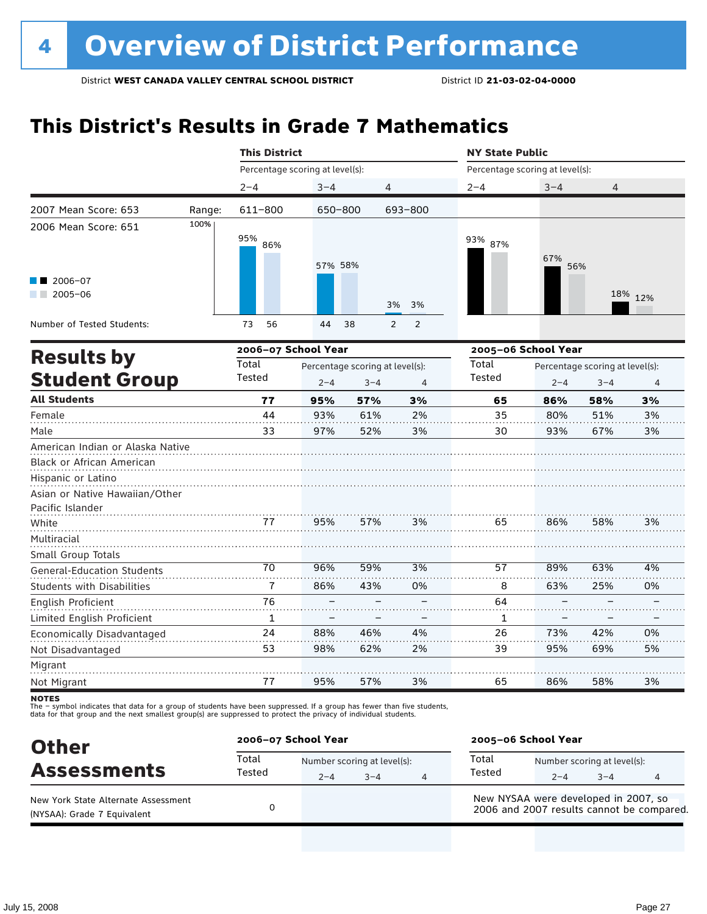# 4 Overview of District Performance

District **WEST CANADA VALLEY CENTRAL SCHOOL DISTRICT** District ID **21-03-02-04-0000**

## This District's Results in Grade 7 Mathematics

| | This District | | | NY State Public | | |
|---|---|---|---|---|---|---|
| | Percentage scoring at level(s): | | | Percentage scoring at level(s): | | |
| | 2–4 | 3–4 | 4 | 2–4 | 3–4 | 4 |
| 2007 Mean Score: 653 — Range: | 611–800 | 650–800 | 693–800 | | | |
| 2006 Mean Score: 651 | | | | | | |
| 2006–07 | 95% | 57% | 3% | 93% | 67% | 18% |
| 2005–06 | 86% | 58% | 3% | 87% | 56% | 12% |
| Number of Tested Students: 2006–07 | 73 | 44 | 2 | | | |
| Number of Tested Students: 2005–06 | 56 | 38 | 2 | | | |

## Results by Student Group

| | 2006–07 School Year | | | | 2005–06 School Year | | | |
|---|---|---|---|---|---|---|---|---|
| | Total Tested | Percentage scoring at level(s): 2–4 | 3–4 | 4 | Total Tested | Percentage scoring at level(s): 2–4 | 3–4 | 4 |
| **All Students** | **77** | **95%** | **57%** | **3%** | **65** | **86%** | **58%** | **3%** |
| Female | 44 | 93% | 61% | 2% | 35 | 80% | 51% | 3% |
| Male | 33 | 97% | 52% | 3% | 30 | 93% | 67% | 3% |
| American Indian or Alaska Native | | | | | | | | |
| Black or African American | | | | | | | | |
| Hispanic or Latino | | | | | | | | |
| Asian or Native Hawaiian/Other Pacific Islander | | | | | | | | |
| White | 77 | 95% | 57% | 3% | 65 | 86% | 58% | 3% |
| Multiracial | | | | | | | | |
| Small Group Totals | | | | | | | | |
| General-Education Students | 70 | 96% | 59% | 3% | 57 | 89% | 63% | 4% |
| Students with Disabilities | 7 | 86% | 43% | 0% | 8 | 63% | 25% | 0% |
| English Proficient | 76 | – | – | – | 64 | – | – | – |
| Limited English Proficient | 1 | – | – | – | 1 | – | – | – |
| Economically Disadvantaged | 24 | 88% | 46% | 4% | 26 | 73% | 42% | 0% |
| Not Disadvantaged | 53 | 98% | 62% | 2% | 39 | 95% | 69% | 5% |
| Migrant | | | | | | | | |
| Not Migrant | 77 | 95% | 57% | 3% | 65 | 86% | 58% | 3% |

**NOTES**
The – symbol indicates that data for a group of students have been suppressed. If a group has fewer than five students, data for that group and the next smallest group(s) are suppressed to protect the privacy of individual students.

## Other Assessments

| | 2006–07 School Year | | | | 2005–06 School Year | | | |
|---|---|---|---|---|---|---|---|---|
| | Total Tested | Number scoring at level(s): 2–4 | 3–4 | 4 | Total Tested | Number scoring at level(s): 2–4 | 3–4 | 4 |
| New York State Alternate Assessment (NYSAA): Grade 7 Equivalent | 0 | | | | New NYSAA were developed in 2007, so 2006 and 2007 results cannot be compared. | | | |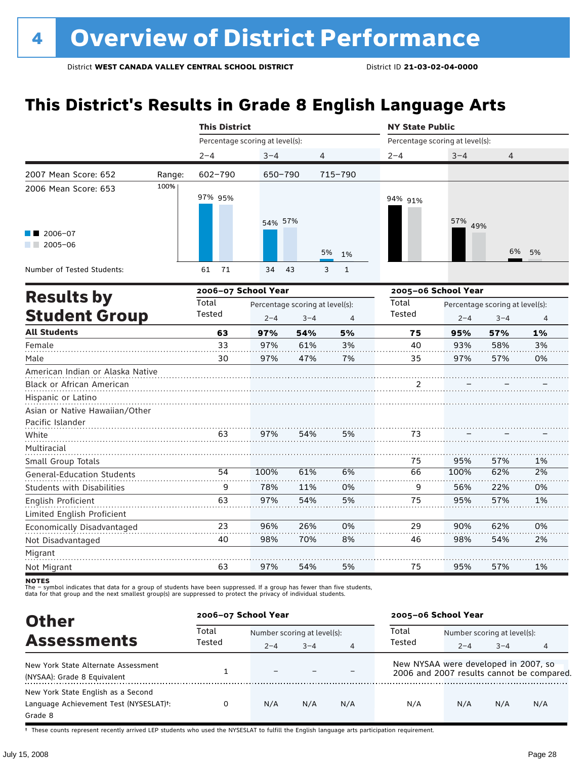# 4 Overview of District Performance

District **WEST CANADA VALLEY CENTRAL SCHOOL DISTRICT** District ID **21-03-02-04-0000**

## This District's Results in Grade 8 English Language Arts

| | | This District | | | NY State Public | | |
|---|---|---|---|---|---|---|---|
| | | Percentage scoring at level(s): | | | Percentage scoring at level(s): | | |
| | | 2–4 | 3–4 | 4 | 2–4 | 3–4 | 4 |
| 2007 Mean Score: 652 | Range: | 602–790 | 650–790 | 715–790 | | | |
| 2006 Mean Score: 653 | | | | | | | |
| 2006–07 | | 97% | 54% | 5% | 94% | 57% | 6% |
| 2005–06 | | 95% | 57% | 1% | 91% | 49% | 5% |
| Number of Tested Students: 2006–07 | | 61 | 34 | 3 | | | |
| Number of Tested Students: 2005–06 | | 71 | 43 | 1 | | | |

## Results by Student Group

| | 2006–07 School Year | | | | 2005–06 School Year | | | |
|---|---|---|---|---|---|---|---|---|
| | Total Tested | Percentage scoring at level(s): 2–4 | 3–4 | 4 | Total Tested | Percentage scoring at level(s): 2–4 | 3–4 | 4 |
| **All Students** | **63** | **97%** | **54%** | **5%** | **75** | **95%** | **57%** | **1%** |
| Female | 33 | 97% | 61% | 3% | 40 | 93% | 58% | 3% |
| Male | 30 | 97% | 47% | 7% | 35 | 97% | 57% | 0% |
| American Indian or Alaska Native | | | | | | | | |
| Black or African American | | | | | 2 | – | – | – |
| Hispanic or Latino | | | | | | | | |
| Asian or Native Hawaiian/Other Pacific Islander | | | | | | | | |
| White | 63 | 97% | 54% | 5% | 73 | – | – | – |
| Multiracial | | | | | | | | |
| Small Group Totals | | | | | 75 | 95% | 57% | 1% |
| General-Education Students | 54 | 100% | 61% | 6% | 66 | 100% | 62% | 2% |
| Students with Disabilities | 9 | 78% | 11% | 0% | 9 | 56% | 22% | 0% |
| English Proficient | 63 | 97% | 54% | 5% | 75 | 95% | 57% | 1% |
| Limited English Proficient | | | | | | | | |
| Economically Disadvantaged | 23 | 96% | 26% | 0% | 29 | 90% | 62% | 0% |
| Not Disadvantaged | 40 | 98% | 70% | 8% | 46 | 98% | 54% | 2% |
| Migrant | | | | | | | | |
| Not Migrant | 63 | 97% | 54% | 5% | 75 | 95% | 57% | 1% |

**NOTES**
The – symbol indicates that data for a group of students have been suppressed. If a group has fewer than five students, data for that group and the next smallest group(s) are suppressed to protect the privacy of individual students.

## Other Assessments

| | 2006–07 School Year | | | | 2005–06 School Year | | | |
|---|---|---|---|---|---|---|---|---|
| | Total Tested | Number scoring at level(s): 2–4 | 3–4 | 4 | Total Tested | Number scoring at level(s): 2–4 | 3–4 | 4 |
| New York State Alternate Assessment (NYSAA): Grade 8 Equivalent | 1 | – | – | – | New NYSAA were developed in 2007, so 2006 and 2007 results cannot be compared. | | | |
| New York State English as a Second Language Achievement Test (NYSESLAT)†: Grade 8 | 0 | N/A | N/A | N/A | N/A | N/A | N/A | N/A |

† These counts represent recently arrived LEP students who used the NYSESLAT to fulfill the English language arts participation requirement.

July 15, 2008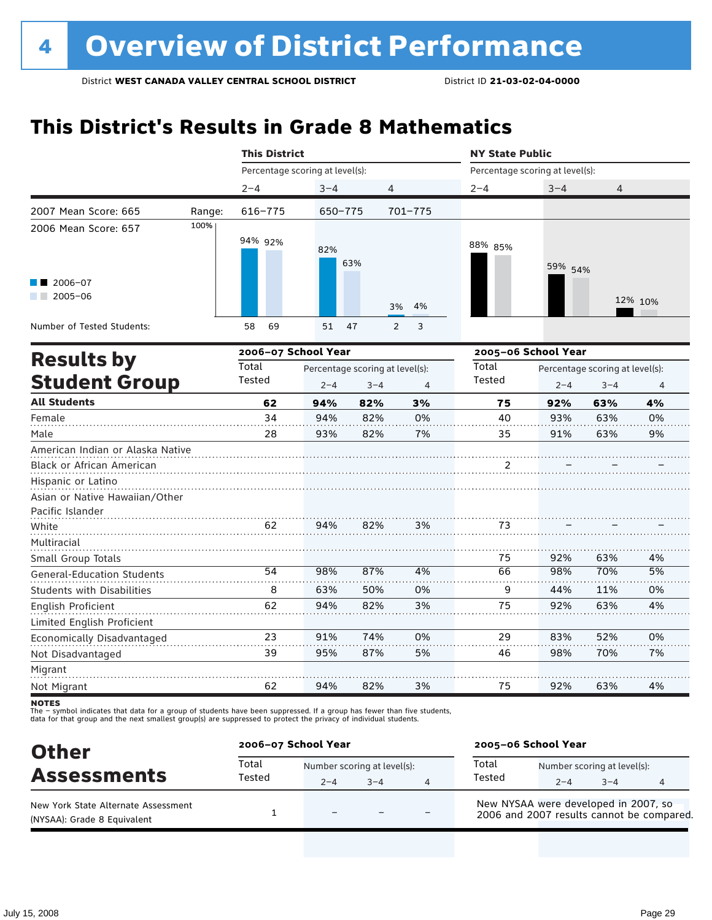# 4 Overview of District Performance

District **WEST CANADA VALLEY CENTRAL SCHOOL DISTRICT** District ID **21-03-02-04-0000**

## This District's Results in Grade 8 Mathematics

| | This District 2–4 | This District 3–4 | This District 4 | NY State Public 2–4 | NY State Public 3–4 | NY State Public 4 |
|---|---|---|---|---|---|---|
| Range: | 616–775 | 650–775 | 701–775 | | | |
| 2006–07 | 94% | 82% | 3% | 88% | 59% | 12% |
| 2005–06 | 92% | 63% | 4% | 85% | 54% | 10% |
| Number of Tested Students: 2006–07 | 58 | 51 | 2 | | | |
| Number of Tested Students: 2005–06 | 69 | 47 | 3 | | | |

2007 Mean Score: 665

2006 Mean Score: 657

## Results by Student Group

| | 2006–07 Total Tested | 2006–07 2–4 | 2006–07 3–4 | 2006–07 4 | 2005–06 Total Tested | 2005–06 2–4 | 2005–06 3–4 | 2005–06 4 |
|---|---|---|---|---|---|---|---|---|
| **All Students** | **62** | **94%** | **82%** | **3%** | **75** | **92%** | **63%** | **4%** |
| Female | 34 | 94% | 82% | 0% | 40 | 93% | 63% | 0% |
| Male | 28 | 93% | 82% | 7% | 35 | 91% | 63% | 9% |
| American Indian or Alaska Native | | | | | | | | |
| Black or African American | | | | | 2 | – | – | – |
| Hispanic or Latino | | | | | | | | |
| Asian or Native Hawaiian/Other Pacific Islander | | | | | | | | |
| White | 62 | 94% | 82% | 3% | 73 | – | – | – |
| Multiracial | | | | | | | | |
| Small Group Totals | | | | | 75 | 92% | 63% | 4% |
| General-Education Students | 54 | 98% | 87% | 4% | 66 | 98% | 70% | 5% |
| Students with Disabilities | 8 | 63% | 50% | 0% | 9 | 44% | 11% | 0% |
| English Proficient | 62 | 94% | 82% | 3% | 75 | 92% | 63% | 4% |
| Limited English Proficient | | | | | | | | |
| Economically Disadvantaged | 23 | 91% | 74% | 0% | 29 | 83% | 52% | 0% |
| Not Disadvantaged | 39 | 95% | 87% | 5% | 46 | 98% | 70% | 7% |
| Migrant | | | | | | | | |
| Not Migrant | 62 | 94% | 82% | 3% | 75 | 92% | 63% | 4% |

**NOTES**

The – symbol indicates that data for a group of students have been suppressed. If a group has fewer than five students, data for that group and the next smallest group(s) are suppressed to protect the privacy of individual students.

## Other Assessments

| | 2006–07 Total Tested | 2006–07 2–4 | 2006–07 3–4 | 2006–07 4 | 2005–06 Total Tested | 2005–06 2–4 | 2005–06 3–4 | 2005–06 4 |
|---|---|---|---|---|---|---|---|---|
| New York State Alternate Assessment (NYSAA): Grade 8 Equivalent | 1 | – | – | – | New NYSAA were developed in 2007, so 2006 and 2007 results cannot be compared. | | | |

July 15, 2008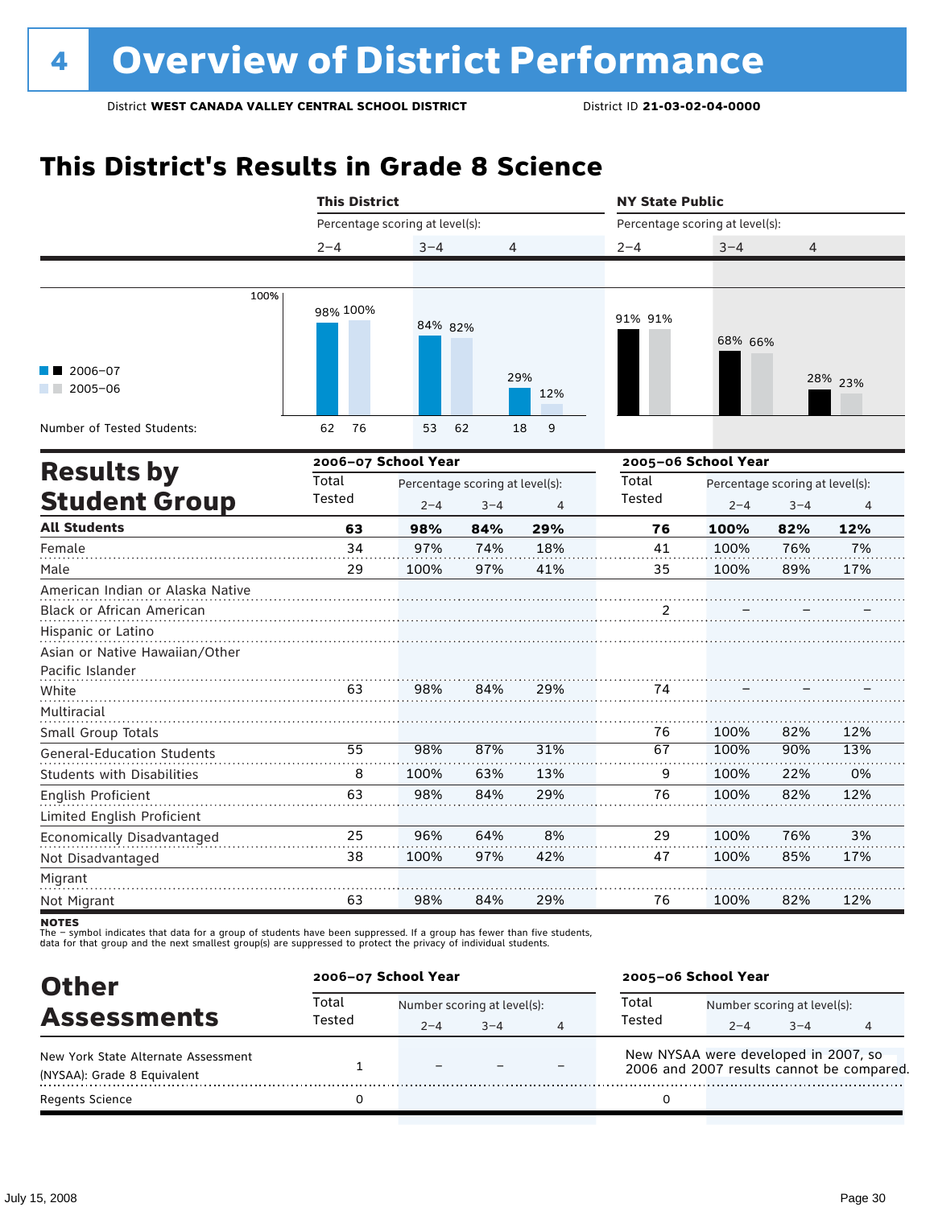# 4 Overview of District Performance

District **WEST CANADA VALLEY CENTRAL SCHOOL DISTRICT** District ID **21-03-02-04-0000**

## This District's Results in Grade 8 Science

| | This District 2–4 | This District 3–4 | This District 4 | NY State Public 2–4 | NY State Public 3–4 | NY State Public 4 |
|---|---|---|---|---|---|---|
| 2006–07 | 98% | 84% | 29% | 91% | 68% | 28% |
| 2005–06 | 100% | 82% | 12% | 91% | 66% | 23% |
| Number of Tested Students: 2006–07 | 62 | 53 | 18 | | | |
| Number of Tested Students: 2005–06 | 76 | 62 | 9 | | | |

## Results by Student Group

| | 2006–07 School Year Total Tested | 2006–07 Percentage scoring at level(s): 2–4 | 3–4 | 4 | 2005–06 School Year Total Tested | 2005–06 Percentage scoring at level(s): 2–4 | 3–4 | 4 |
|---|---|---|---|---|---|---|---|---|
| **All Students** | **63** | **98%** | **84%** | **29%** | **76** | **100%** | **82%** | **12%** |
| Female | 34 | 97% | 74% | 18% | 41 | 100% | 76% | 7% |
| Male | 29 | 100% | 97% | 41% | 35 | 100% | 89% | 17% |
| American Indian or Alaska Native | | | | | | | | |
| Black or African American | | | | | 2 | – | – | – |
| Hispanic or Latino | | | | | | | | |
| Asian or Native Hawaiian/Other Pacific Islander | | | | | | | | |
| White | 63 | 98% | 84% | 29% | 74 | – | – | – |
| Multiracial | | | | | | | | |
| Small Group Totals | | | | | 76 | 100% | 82% | 12% |
| General-Education Students | 55 | 98% | 87% | 31% | 67 | 100% | 90% | 13% |
| Students with Disabilities | 8 | 100% | 63% | 13% | 9 | 100% | 22% | 0% |
| English Proficient | 63 | 98% | 84% | 29% | 76 | 100% | 82% | 12% |
| Limited English Proficient | | | | | | | | |
| Economically Disadvantaged | 25 | 96% | 64% | 8% | 29 | 100% | 76% | 3% |
| Not Disadvantaged | 38 | 100% | 97% | 42% | 47 | 100% | 85% | 17% |
| Migrant | | | | | | | | |
| Not Migrant | 63 | 98% | 84% | 29% | 76 | 100% | 82% | 12% |

**NOTES**
The – symbol indicates that data for a group of students have been suppressed. If a group has fewer than five students, data for that group and the next smallest group(s) are suppressed to protect the privacy of individual students.

## Other Assessments

| | 2006–07 School Year Total Tested | 2006–07 Number scoring at level(s): 2–4 | 3–4 | 4 | 2005–06 School Year Total Tested | 2005–06 Number scoring at level(s): 2–4 | 3–4 | 4 |
|---|---|---|---|---|---|---|---|---|
| New York State Alternate Assessment (NYSAA): Grade 8 Equivalent | 1 | – | – | – | New NYSAA were developed in 2007, so 2006 and 2007 results cannot be compared. | | | |
| Regents Science | 0 | | | | 0 | | | |

July 15, 2008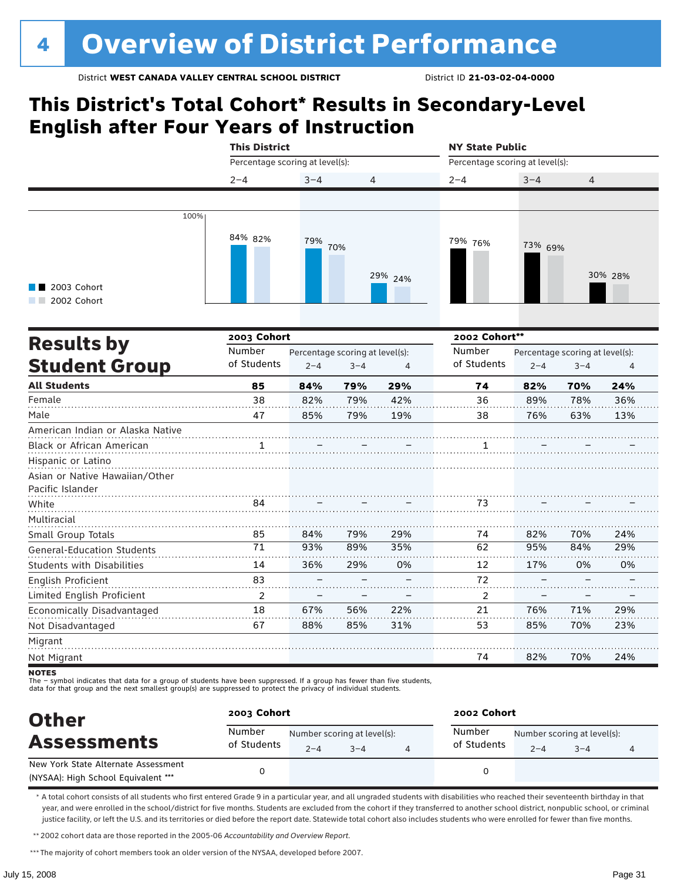# 4 Overview of District Performance

District **WEST CANADA VALLEY CENTRAL SCHOOL DISTRICT** District ID **21-03-02-04-0000**

## This District's Total Cohort* Results in Secondary-Level English after Four Years of Instruction

| | This District | | | NY State Public | | |
|---|---|---|---|---|---|---|
| Percentage scoring at level(s): | 2–4 | 3–4 | 4 | 2–4 | 3–4 | 4 |
| 2003 Cohort | 84% | 79% | 29% | 79% | 73% | 30% |
| 2002 Cohort | 82% | 70% | 24% | 76% | 69% | 28% |

## Results by Student Group

| | 2003 Cohort | | | | 2002 Cohort** | | | |
|---|---|---|---|---|---|---|---|---|
| | Number of Students | Percentage scoring at level(s): 2–4 | 3–4 | 4 | Number of Students | Percentage scoring at level(s): 2–4 | 3–4 | 4 |
| **All Students** | **85** | **84%** | **79%** | **29%** | **74** | **82%** | **70%** | **24%** |
| Female | 38 | 82% | 79% | 42% | 36 | 89% | 78% | 36% |
| Male | 47 | 85% | 79% | 19% | 38 | 76% | 63% | 13% |
| American Indian or Alaska Native | | | | | | | | |
| Black or African American | 1 | – | – | – | 1 | – | – | – |
| Hispanic or Latino | | | | | | | | |
| Asian or Native Hawaiian/Other Pacific Islander | | | | | | | | |
| White | 84 | – | – | – | 73 | – | – | – |
| Multiracial | | | | | | | | |
| Small Group Totals | 85 | 84% | 79% | 29% | 74 | 82% | 70% | 24% |
| General-Education Students | 71 | 93% | 89% | 35% | 62 | 95% | 84% | 29% |
| Students with Disabilities | 14 | 36% | 29% | 0% | 12 | 17% | 0% | 0% |
| English Proficient | 83 | – | – | – | 72 | – | – | – |
| Limited English Proficient | 2 | – | – | – | 2 | – | – | – |
| Economically Disadvantaged | 18 | 67% | 56% | 22% | 21 | 76% | 71% | 29% |
| Not Disadvantaged | 67 | 88% | 85% | 31% | 53 | 85% | 70% | 23% |
| Migrant | | | | | | | | |
| Not Migrant | | | | | 74 | 82% | 70% | 24% |

**NOTES**
The – symbol indicates that data for a group of students have been suppressed. If a group has fewer than five students, data for that group and the next smallest group(s) are suppressed to protect the privacy of individual students.

## Other Assessments

| | 2003 Cohort | | | | 2002 Cohort | | | |
|---|---|---|---|---|---|---|---|---|
| | Number of Students | Number scoring at level(s): 2–4 | 3–4 | 4 | Number of Students | Number scoring at level(s): 2–4 | 3–4 | 4 |
| New York State Alternate Assessment (NYSAA): High School Equivalent *** | 0 | | | | 0 | | | |

* A total cohort consists of all students who first entered Grade 9 in a particular year, and all ungraded students with disabilities who reached their seventeenth birthday in that year, and were enrolled in the school/district for five months. Students are excluded from the cohort if they transferred to another school district, nonpublic school, or criminal justice facility, or left the U.S. and its territories or died before the report date. Statewide total cohort also includes students who were enrolled for fewer than five months.

** 2002 cohort data are those reported in the 2005-06 *Accountability and Overview Report*.

*** The majority of cohort members took an older version of the NYSAA, developed before 2007.

July 15, 2008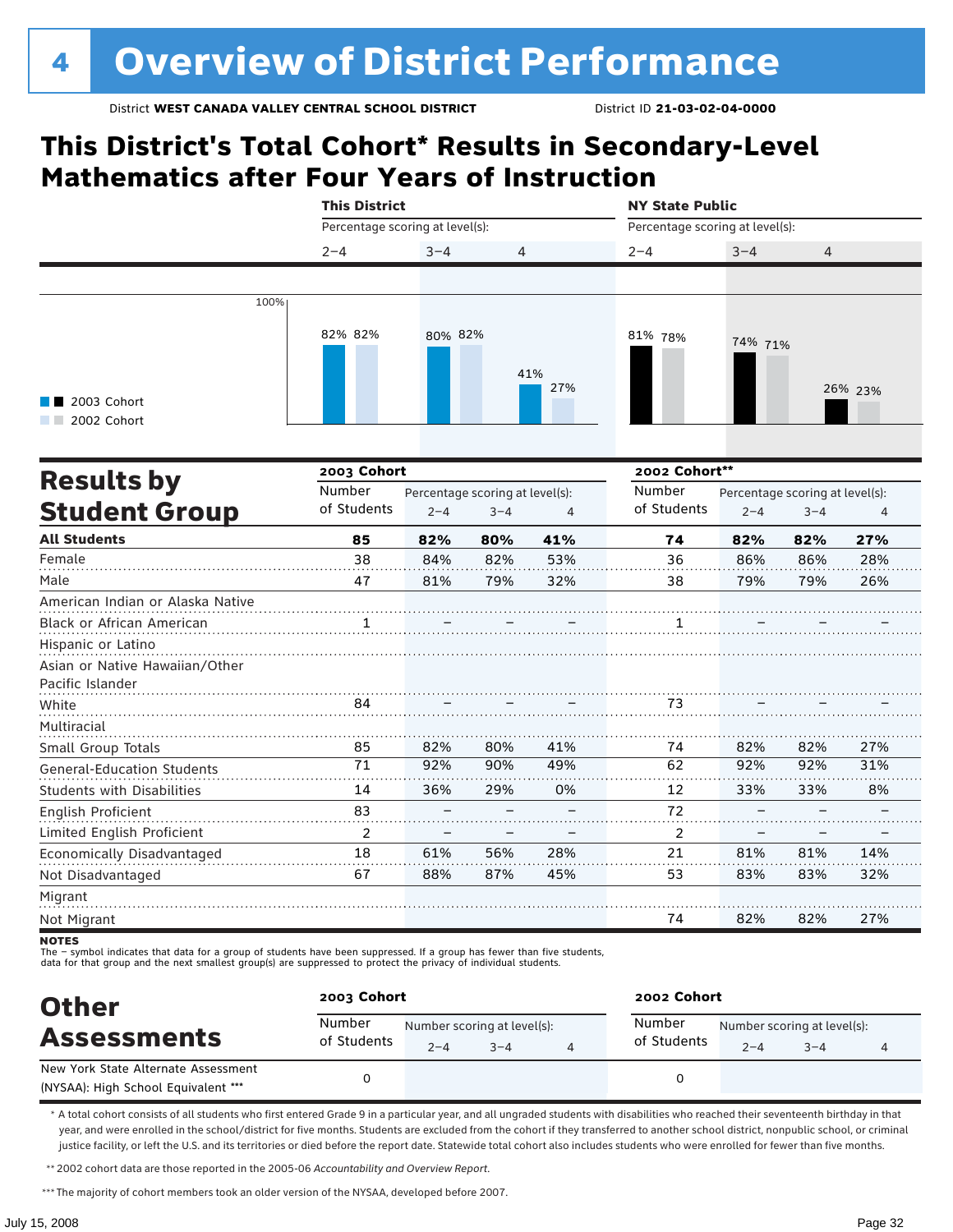# 4 Overview of District Performance

District **WEST CANADA VALLEY CENTRAL SCHOOL DISTRICT** District ID **21-03-02-04-0000**

## This District's Total Cohort* Results in Secondary-Level Mathematics after Four Years of Instruction

This District
Percentage scoring at level(s):
2–4 3–4 4

NY State Public
Percentage scoring at level(s):
2–4 3–4 4

100%

82% 82%
80% 82%
41% 27%
81% 78%
74% 71%
26% 23%

2003 Cohort
2002 Cohort

## Results by Student Group

| | 2003 Cohort | | | | 2002 Cohort** | | | |
|---|---|---|---|---|---|---|---|---|
| | Number of Students | Percentage scoring at level(s): 2–4 | 3–4 | 4 | Number of Students | Percentage scoring at level(s): 2–4 | 3–4 | 4 |
| **All Students** | **85** | **82%** | **80%** | **41%** | **74** | **82%** | **82%** | **27%** |
| Female | 38 | 84% | 82% | 53% | 36 | 86% | 86% | 28% |
| Male | 47 | 81% | 79% | 32% | 38 | 79% | 79% | 26% |
| American Indian or Alaska Native | | | | | | | | |
| Black or African American | 1 | – | – | – | 1 | – | – | – |
| Hispanic or Latino | | | | | | | | |
| Asian or Native Hawaiian/Other Pacific Islander | | | | | | | | |
| White | 84 | – | – | – | 73 | – | – | – |
| Multiracial | | | | | | | | |
| Small Group Totals | 85 | 82% | 80% | 41% | 74 | 82% | 82% | 27% |
| General-Education Students | 71 | 92% | 90% | 49% | 62 | 92% | 92% | 31% |
| Students with Disabilities | 14 | 36% | 29% | 0% | 12 | 33% | 33% | 8% |
| English Proficient | 83 | – | – | – | 72 | – | – | – |
| Limited English Proficient | 2 | – | – | – | 2 | – | – | – |
| Economically Disadvantaged | 18 | 61% | 56% | 28% | 21 | 81% | 81% | 14% |
| Not Disadvantaged | 67 | 88% | 87% | 45% | 53 | 83% | 83% | 32% |
| Migrant | | | | | | | | |
| Not Migrant | | | | | 74 | 82% | 82% | 27% |

**NOTES**
The – symbol indicates that data for a group of students have been suppressed. If a group has fewer than five students, data for that group and the next smallest group(s) are suppressed to protect the privacy of individual students.

## Other Assessments

| | 2003 Cohort | | | | 2002 Cohort | | | |
|---|---|---|---|---|---|---|---|---|
| | Number of Students | Number scoring at level(s): 2–4 | 3–4 | 4 | Number of Students | Number scoring at level(s): 2–4 | 3–4 | 4 |
| New York State Alternate Assessment (NYSAA): High School Equivalent *** | 0 | | | | 0 | | | |

\* A total cohort consists of all students who first entered Grade 9 in a particular year, and all ungraded students with disabilities who reached their seventeenth birthday in that year, and were enrolled in the school/district for five months. Students are excluded from the cohort if they transferred to another school district, nonpublic school, or criminal justice facility, or left the U.S. and its territories or died before the report date. Statewide total cohort also includes students who were enrolled for fewer than five months.

** 2002 cohort data are those reported in the 2005-06 *Accountability and Overview Report*.

*** The majority of cohort members took an older version of the NYSAA, developed before 2007.

July 15, 2008